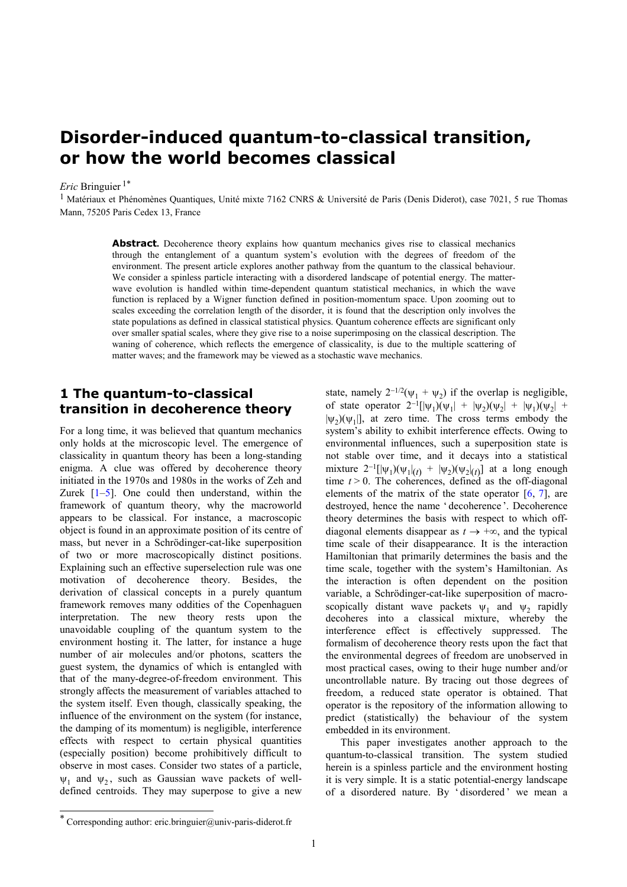# Disorder-induced quantum-to-classical transition, or how the world becomes classical

*Eric* Bringuier [1*]

[1] Matériaux et Phénomènes Quantiques, Unité mixte 7162 CNRS & Université de Paris (Denis Diderot), case 7021, 5 rue Thomas Mann, 75205 Paris Cedex 13, France

**Abstract.** Decoherence theory explains how quantum mechanics gives rise to classical mechanics through the entanglement of a quantum system's evolution with the degrees of freedom of the environment. The present article explores another pathway from the quantum to the classical behaviour. We consider a spinless particle interacting with a disordered landscape of potential energy. The matter-wave evolution is handled within time-dependent quantum statistical mechanics, in which the wave function is replaced by a Wigner function defined in position-momentum space. Upon zooming out to scales exceeding the correlation length of the disorder, it is found that the description only involves the state populations as defined in classical statistical physics. Quantum coherence effects are significant only over smaller spatial scales, where they give rise to a noise superimposing on the classical description. The waning of coherence, which reflects the emergence of classicality, is due to the multiple scattering of matter waves; and the framework may be viewed as a stochastic wave mechanics.

## 1 The quantum-to-classical transition in decoherence theory

For a long time, it was believed that quantum mechanics only holds at the microscopic level. The emergence of classicality in quantum theory has been a long-standing enigma. A clue was offered by decoherence theory initiated in the 1970s and 1980s in the works of Zeh and Zurek [1–5]. One could then understand, within the framework of quantum theory, why the macroworld appears to be classical. For instance, a macroscopic object is found in an approximate position of its centre of mass, but never in a Schrödinger-cat-like superposition of two or more macroscopically distinct positions. Explaining such an effective superselection rule was one motivation of decoherence theory. Besides, the derivation of classical concepts in a purely quantum framework removes many oddities of the Copenhaguen interpretation. The new theory rests upon the unavoidable coupling of the quantum system to the environment hosting it. The latter, for instance a huge number of air molecules and/or photons, scatters the guest system, the dynamics of which is entangled with that of the many-degree-of-freedom environment. This strongly affects the measurement of variables attached to the system itself. Even though, classically speaking, the influence of the environment on the system (for instance, the damping of its momentum) is negligible, interference effects with respect to certain physical quantities (especially position) become prohibitively difficult to observe in most cases. Consider two states of a particle, $\psi_1$ and $\psi_2$, such as Gaussian wave packets of well-defined centroids. They may superpose to give a new state, namely $2^{-1/2}(\psi_1 + \psi_2)$ if the overlap is negligible, of state operator $2^{-1}[|\psi_1)(\psi_1| + |\psi_2)(\psi_2| + |\psi_1)(\psi_2| + |\psi_2)(\psi_1|]$, at zero time. The cross terms embody the system's ability to exhibit interference effects. Owing to environmental influences, such a superposition state is not stable over time, and it decays into a statistical mixture $2^{-1}[|\psi_1)(\psi_1|_{(t)} + |\psi_2)(\psi_2|_{(t)}]$ at a long enough time $t > 0$. The coherences, defined as the off-diagonal elements of the matrix of the state operator [6, 7], are destroyed, hence the name 'decoherence'. Decoherence theory determines the basis with respect to which off-diagonal elements disappear as $t \to +\infty$, and the typical time scale of their disappearance. It is the interaction Hamiltonian that primarily determines the basis and the time scale, together with the system's Hamiltonian. As the interaction is often dependent on the position variable, a Schrödinger-cat-like superposition of macroscopically distant wave packets $\psi_1$ and $\psi_2$ rapidly decoheres into a classical mixture, whereby the interference effect is effectively suppressed. The formalism of decoherence theory rests upon the fact that the environmental degrees of freedom are unobserved in most practical cases, owing to their huge number and/or uncontrollable nature. By tracing out those degrees of freedom, a reduced state operator is obtained. That operator is the repository of the information allowing to predict (statistically) the behaviour of the system embedded in its environment.

This paper investigates another approach to the quantum-to-classical transition. The system studied herein is a spinless particle and the environment hosting it is very simple. It is a static potential-energy landscape of a disordered nature. By 'disordered' we mean a

---

[*] Corresponding author: eric.bringuier@univ-paris-diderot.fr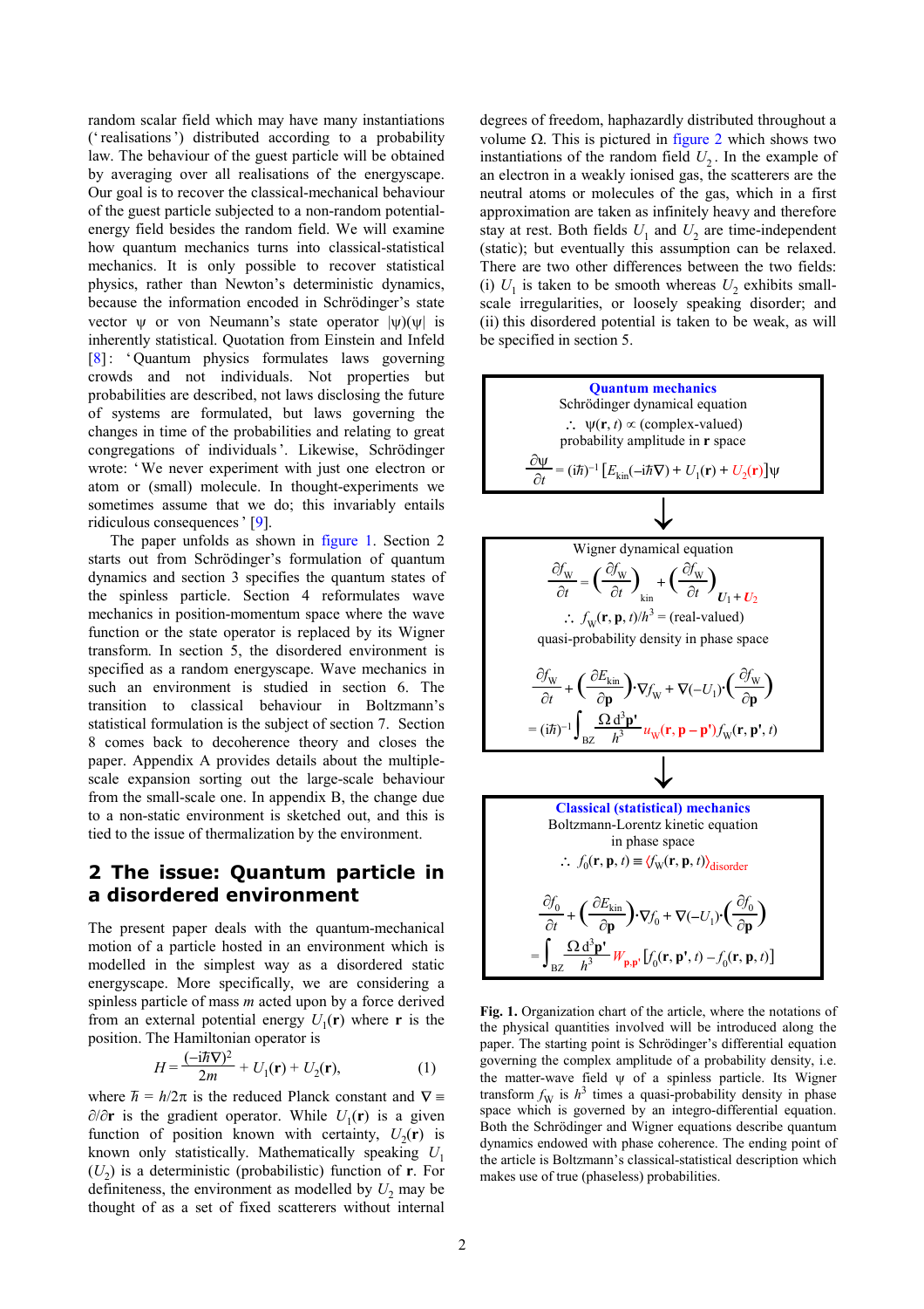random scalar field which may have many instantiations ('realisations') distributed according to a probability law. The behaviour of the guest particle will be obtained by averaging over all realisations of the energyscape. Our goal is to recover the classical-mechanical behaviour of the guest particle subjected to a non-random potential-energy field besides the random field. We will examine how quantum mechanics turns into classical-statistical mechanics. It is only possible to recover statistical physics, rather than Newton's deterministic dynamics, because the information encoded in Schrödinger's state vector $\psi$ or von Neumann's state operator $|\psi)(\psi|$ is inherently statistical. Quotation from Einstein and Infeld [8]: 'Quantum physics formulates laws governing crowds and not individuals. Not properties but probabilities are described, not laws disclosing the future of systems are formulated, but laws governing the changes in time of the probabilities and relating to great congregations of individuals'. Likewise, Schrödinger wrote: 'We never experiment with just one electron or atom or (small) molecule. In thought-experiments we sometimes assume that we do; this invariably entails ridiculous consequences' [9].

The paper unfolds as shown in figure 1. Section 2 starts out from Schrödinger's formulation of quantum dynamics and section 3 specifies the quantum states of the spinless particle. Section 4 reformulates wave mechanics in position-momentum space where the wave function or the state operator is replaced by its Wigner transform. In section 5, the disordered environment is specified as a random energyscape. Wave mechanics in such an environment is studied in section 6. The transition to classical behaviour in Boltzmann's statistical formulation is the subject of section 7. Section 8 comes back to decoherence theory and closes the paper. Appendix A provides details about the multiple-scale expansion sorting out the large-scale behaviour from the small-scale one. In appendix B, the change due to a non-static environment is sketched out, and this is tied to the issue of thermalization by the environment.

## 2 The issue: Quantum particle in a disordered environment

The present paper deals with the quantum-mechanical motion of a particle hosted in an environment which is modelled in the simplest way as a disordered static energyscape. More specifically, we are considering a spinless particle of mass $m$ acted upon by a force derived from an external potential energy $U_1(\mathbf{r})$ where $\mathbf{r}$ is the position. The Hamiltonian operator is

$$H = \frac{(-i\hbar\nabla)^2}{2m} + U_1(\mathbf{r}) + U_2(\mathbf{r}), \qquad (1)$$

where $\hbar = h/2\pi$ is the reduced Planck constant and $\nabla \equiv \partial/\partial\mathbf{r}$ is the gradient operator. While $U_1(\mathbf{r})$ is a given function of position known with certainty, $U_2(\mathbf{r})$ is known only statistically. Mathematically speaking $U_1$ ($U_2$) is a deterministic (probabilistic) function of $\mathbf{r}$. For definiteness, the environment as modelled by $U_2$ may be thought of as a set of fixed scatterers without internal degrees of freedom, haphazardly distributed throughout a volume $\Omega$. This is pictured in figure 2 which shows two instantiations of the random field $U_2$. In the example of an electron in a weakly ionised gas, the scatterers are the neutral atoms or molecules of the gas, which in a first approximation are taken as infinitely heavy and therefore stay at rest. Both fields $U_1$ and $U_2$ are time-independent (static); but eventually this assumption can be relaxed. There are two other differences between the two fields: (i) $U_1$ is taken to be smooth whereas $U_2$ exhibits small-scale irregularities, or loosely speaking disorder; and (ii) this disordered potential is taken to be weak, as will be specified in section 5.

**Quantum mechanics**
Schrödinger dynamical equation
$\therefore\ \psi(\mathbf{r}, t) \propto$ (complex-valued) probability amplitude in $\mathbf{r}$ space

$$\frac{\partial\psi}{\partial t} = (i\hbar)^{-1}\left[E_{\text{kin}}(-i\hbar\nabla) + U_1(\mathbf{r}) + U_2(\mathbf{r})\right]\psi$$

↓

Wigner dynamical equation

$$\frac{\partial f_{\text{W}}}{\partial t} = \left(\frac{\partial f_{\text{W}}}{\partial t}\right)_{\text{kin}} + \left(\frac{\partial f_{\text{W}}}{\partial t}\right)_{U_1+U_2}$$

$\therefore\ f_{\text{W}}(\mathbf{r}, \mathbf{p}, t)/h^3 =$ (real-valued) quasi-probability density in phase space

$$\frac{\partial f_{\text{W}}}{\partial t} + \left(\frac{\partial E_{\text{kin}}}{\partial \mathbf{p}}\right)\cdot\nabla f_{\text{W}} + \nabla(-U_1)\cdot\left(\frac{\partial f_{\text{W}}}{\partial \mathbf{p}}\right) = (i\hbar)^{-1}\int_{\text{BZ}} \frac{\Omega\, \mathrm{d}^3\mathbf{p}'}{h^3}\, u_{\text{W}}(\mathbf{r}, \mathbf{p} - \mathbf{p}') f_{\text{W}}(\mathbf{r}, \mathbf{p}', t)$$

↓

**Classical (statistical) mechanics**
Boltzmann-Lorentz kinetic equation in phase space
$\therefore\ f_0(\mathbf{r}, \mathbf{p}, t) \equiv \langle f_{\text{W}}(\mathbf{r}, \mathbf{p}, t)\rangle_{\text{disorder}}$

$$\frac{\partial f_0}{\partial t} + \left(\frac{\partial E_{\text{kin}}}{\partial \mathbf{p}}\right)\cdot\nabla f_0 + \nabla(-U_1)\cdot\left(\frac{\partial f_0}{\partial \mathbf{p}}\right) = \int_{\text{BZ}} \frac{\Omega\, \mathrm{d}^3\mathbf{p}'}{h^3}\, W_{\mathbf{p},\mathbf{p}'}\left[f_0(\mathbf{r}, \mathbf{p}', t) - f_0(\mathbf{r}, \mathbf{p}, t)\right]$$

**Fig. 1.** Organization chart of the article, where the notations of the physical quantities involved will be introduced along the paper. The starting point is Schrödinger's differential equation governing the complex amplitude of a probability density, i.e. the matter-wave field $\psi$ of a spinless particle. Its Wigner transform $f_{\text{W}}$ is $h^3$ times a quasi-probability density in phase space which is governed by an integro-differential equation. Both the Schrödinger and Wigner equations describe quantum dynamics endowed with phase coherence. The ending point of the article is Boltzmann's classical-statistical description which makes use of true (phaseless) probabilities.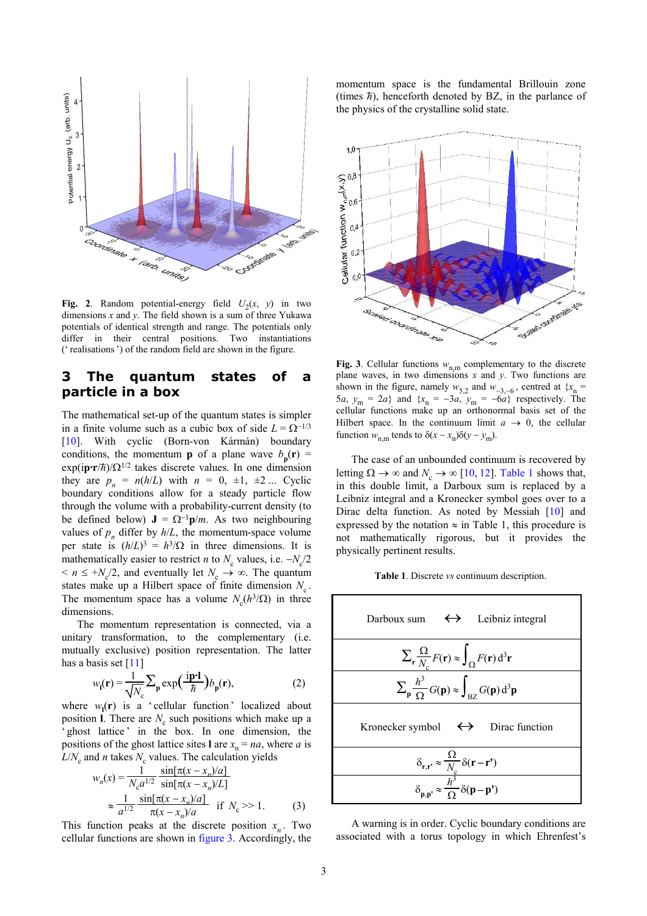**Fig. 2**. Random potential-energy field $U_2(x, y)$ in two dimensions $x$ and $y$. The field shown is a sum of three Yukawa potentials of identical strength and range. The potentials only differ in their central positions. Two instantiations (' realisations ') of the random field are shown in the figure.

## 3 The quantum states of a particle in a box

The mathematical set-up of the quantum states is simpler in a finite volume such as a cubic box of side $L = \Omega^{-1/3}$ [10]. With cyclic (Born-von Kármán) boundary conditions, the momentum $\mathbf{p}$ of a plane wave $b_\mathbf{p}(\mathbf{r}) = \exp(\mathrm{i}\mathbf{p}{\cdot}\mathbf{r}/\hbar)/\Omega^{1/2}$ takes discrete values. In one dimension they are $p_n = n(h/L)$ with $n = 0, \pm 1, \pm 2 \ldots$ Cyclic boundary conditions allow for a steady particle flow through the volume with a probability-current density (to be defined below) $\mathbf{J} = \Omega^{-1}\mathbf{p}/m$. As two neighbouring values of $p_n$ differ by $h/L$, the momentum-space volume per state is $(h/L)^3 = h^3/\Omega$ in three dimensions. It is mathematically easier to restrict $n$ to $N_c$ values, i.e. $-N_c/2 < n \le +N_c/2$, and eventually let $N_c \to \infty$. The quantum states make up a Hilbert space of finite dimension $N_c$. The momentum space has a volume $N_c(h^3/\Omega)$ in three dimensions.

The momentum representation is connected, via a unitary transformation, to the complementary (i.e. mutually exclusive) position representation. The latter has a basis set [11]

$$w_\mathbf{l}(\mathbf{r}) = \frac{1}{\sqrt{N_c}} \sum_\mathbf{p} \exp\left(\frac{\mathrm{i}\mathbf{p}{\cdot}\mathbf{l}}{\hbar}\right) b_\mathbf{p}(\mathbf{r}), \qquad (2)$$

where $w_\mathbf{l}(\mathbf{r})$ is a 'cellular function' localized about position $\mathbf{l}$. There are $N_c$ such positions which make up a 'ghost lattice' in the box. In one dimension, the positions of the ghost lattice sites $\mathbf{l}$ are $x_n = na$, where $a$ is $L/N_c$ and $n$ takes $N_c$ values. The calculation yields

$$w_n(x) = \frac{1}{N_c a^{1/2}} \frac{\sin[\pi(x - x_n)/a]}{\sin[\pi(x - x_n)/L]}$$

$$\approx \frac{1}{a^{1/2}} \frac{\sin[\pi(x - x_n)/a]}{\pi(x - x_n)/a} \quad \text{if } N_c >> 1. \qquad (3)$$

This function peaks at the discrete position $x_n$. Two cellular functions are shown in figure 3. Accordingly, the momentum space is the fundamental Brillouin zone (times $\hbar$), henceforth denoted by BZ, in the parlance of the physics of the crystalline solid state.

**Fig. 3**. Cellular functions $w_{n,m}$ complementary to the discrete plane waves, in two dimensions $x$ and $y$. Two functions are shown in the figure, namely $w_{5,2}$ and $w_{-3,-6}$, centred at $\{x_n = 5a,\ y_m = 2a\}$ and $\{x_n = -3a,\ y_m = -6a\}$ respectively. The cellular functions make up an orthonormal basis set of the Hilbert space. In the continuum limit $a \to 0$, the cellular function $w_{n,m}$ tends to $\delta(x - x_n)\delta(y - y_m)$.

The case of an unbounded continuum is recovered by letting $\Omega \to \infty$ and $N_c \to \infty$ [10, 12]. Table 1 shows that, in this double limit, a Darboux sum is replaced by a Leibniz integral and a Kronecker symbol goes over to a Dirac delta function. As noted by Messiah [10] and expressed by the notation $\approx$ in Table 1, this procedure is not mathematically rigorous, but it provides the physically pertinent results.

**Table 1**. Discrete *vs* continuum description.

| Darboux sum $\leftrightarrow$ Leibniz integral |
|---|
| $\sum_\mathbf{r} \frac{\Omega}{N_c} F(\mathbf{r}) \approx \int_\Omega F(\mathbf{r})\, \mathrm{d}^3\mathbf{r}$ |
| $\sum_\mathbf{p} \frac{h^3}{\Omega} G(\mathbf{p}) \approx \int_{\mathrm{BZ}} G(\mathbf{p})\, \mathrm{d}^3\mathbf{p}$ |
| Kronecker symbol $\leftrightarrow$ Dirac function |
| $\delta_{\mathbf{r},\mathbf{r}'} \approx \frac{\Omega}{N_c} \delta(\mathbf{r} - \mathbf{r}')$ |
| $\delta_{\mathbf{p},\mathbf{p}'} \approx \frac{h^3}{\Omega} \delta(\mathbf{p} - \mathbf{p}')$ |

A warning is in order. Cyclic boundary conditions are associated with a torus topology in which Ehrenfest's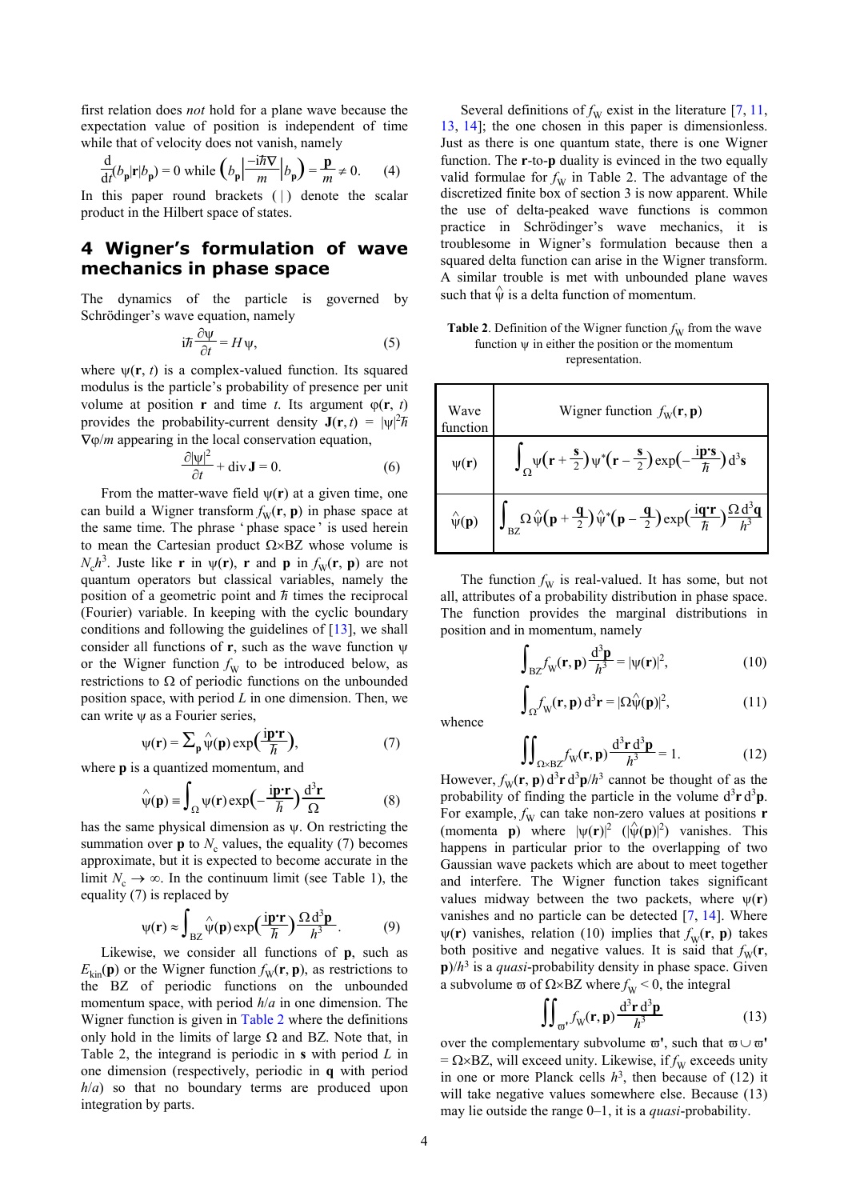first relation does *not* hold for a plane wave because the expectation value of position is independent of time while that of velocity does not vanish, namely

$$\frac{\mathrm{d}}{\mathrm{d}t}(b_{\mathbf{p}}|\mathbf{r}|b_{\mathbf{p}}) = 0 \text{ while } \left(b_{\mathbf{p}}\left|\frac{-\mathrm{i}\hbar\nabla}{m}\right|b_{\mathbf{p}}\right) = \frac{\mathbf{p}}{m} \neq 0. \qquad (4)$$

In this paper round brackets $(\,|\,)$ denote the scalar product in the Hilbert space of states.

## 4 Wigner's formulation of wave mechanics in phase space

The dynamics of the particle is governed by Schrödinger's wave equation, namely

$$\mathrm{i}\hbar\frac{\partial\psi}{\partial t} = H\psi, \qquad (5)$$

where $\psi(\mathbf{r}, t)$ is a complex-valued function. Its squared modulus is the particle's probability of presence per unit volume at position $\mathbf{r}$ and time $t$. Its argument $\varphi(\mathbf{r}, t)$ provides the probability-current density $\mathbf{J}(\mathbf{r}, t) = |\psi|^2\hbar\nabla\varphi/m$ appearing in the local conservation equation,

$$\frac{\partial|\psi|^2}{\partial t} + \operatorname{div}\mathbf{J} = 0. \qquad (6)$$

From the matter-wave field $\psi(\mathbf{r})$ at a given time, one can build a Wigner transform $f_{\mathrm{W}}(\mathbf{r}, \mathbf{p})$ in phase space at the same time. The phrase ' phase space ' is used herein to mean the Cartesian product $\Omega\times\mathrm{BZ}$ whose volume is $N_{\mathrm{c}}h^3$. Juste like $\mathbf{r}$ in $\psi(\mathbf{r})$, $\mathbf{r}$ and $\mathbf{p}$ in $f_{\mathrm{W}}(\mathbf{r}, \mathbf{p})$ are not quantum operators but classical variables, namely the position of a geometric point and $\hbar$ times the reciprocal (Fourier) variable. In keeping with the cyclic boundary conditions and following the guidelines of [13], we shall consider all functions of $\mathbf{r}$, such as the wave function $\psi$ or the Wigner function $f_{\mathrm{W}}$ to be introduced below, as restrictions to $\Omega$ of periodic functions on the unbounded position space, with period $L$ in one dimension. Then, we can write $\psi$ as a Fourier series,

$$\psi(\mathbf{r}) = \sum_{\mathbf{p}}\hat{\psi}(\mathbf{p})\exp\left(\frac{\mathrm{i}\mathbf{p}\cdot\mathbf{r}}{\hbar}\right), \qquad (7)$$

where $\mathbf{p}$ is a quantized momentum, and

$$\hat{\psi}(\mathbf{p}) \equiv \int_{\Omega}\psi(\mathbf{r})\exp\left(-\frac{\mathrm{i}\mathbf{p}\cdot\mathbf{r}}{\hbar}\right)\frac{\mathrm{d}^3\mathbf{r}}{\Omega} \qquad (8)$$

has the same physical dimension as $\psi$. On restricting the summation over $\mathbf{p}$ to $N_{\mathrm{c}}$ values, the equality (7) becomes approximate, but it is expected to become accurate in the limit $N_{\mathrm{c}} \to \infty$. In the continuum limit (see Table 1), the equality (7) is replaced by

$$\psi(\mathbf{r}) \approx \int_{\mathrm{BZ}}\hat{\psi}(\mathbf{p})\exp\left(\frac{\mathrm{i}\mathbf{p}\cdot\mathbf{r}}{\hbar}\right)\frac{\Omega\,\mathrm{d}^3\mathbf{p}}{h^3}. \qquad (9)$$

Likewise, we consider all functions of $\mathbf{p}$, such as $E_{\mathrm{kin}}(\mathbf{p})$ or the Wigner function $f_{\mathrm{W}}(\mathbf{r}, \mathbf{p})$, as restrictions to the BZ of periodic functions on the unbounded momentum space, with period $h/a$ in one dimension. The Wigner function is given in Table 2 where the definitions only hold in the limits of large $\Omega$ and BZ. Note that, in Table 2, the integrand is periodic in $\mathbf{s}$ with period $L$ in one dimension (respectively, periodic in $\mathbf{q}$ with period $h/a$) so that no boundary terms are produced upon integration by parts.

Several definitions of $f_{\mathrm{W}}$ exist in the literature [7, 11, 13, 14]; the one chosen in this paper is dimensionless. Just as there is one quantum state, there is one Wigner function. The $\mathbf{r}$-to-$\mathbf{p}$ duality is evinced in the two equally valid formulae for $f_{\mathrm{W}}$ in Table 2. The advantage of the discretized finite box of section 3 is now apparent. While the use of delta-peaked wave functions is common practice in Schrödinger's wave mechanics, it is troublesome in Wigner's formulation because then a squared delta function can arise in the Wigner transform. A similar trouble is met with unbounded plane waves such that $\hat{\psi}$ is a delta function of momentum.

**Table 2**. Definition of the Wigner function $f_{\mathrm{W}}$ from the wave function $\psi$ in either the position or the momentum representation.

| Wave function | Wigner function $f_{\mathrm{W}}(\mathbf{r}, \mathbf{p})$ |
|---|---|
| $\psi(\mathbf{r})$ | $\int_{\Omega}\psi\left(\mathbf{r}+\frac{\mathbf{s}}{2}\right)\psi^*\left(\mathbf{r}-\frac{\mathbf{s}}{2}\right)\exp\left(-\frac{\mathrm{i}\mathbf{p}\cdot\mathbf{s}}{\hbar}\right)\mathrm{d}^3\mathbf{s}$ |
| $\hat{\psi}(\mathbf{p})$ | $\int_{\mathrm{BZ}}\Omega\,\hat{\psi}\left(\mathbf{p}+\frac{\mathbf{q}}{2}\right)\hat{\psi}^*\left(\mathbf{p}-\frac{\mathbf{q}}{2}\right)\exp\left(\frac{\mathrm{i}\mathbf{q}\cdot\mathbf{r}}{\hbar}\right)\frac{\Omega\,\mathrm{d}^3\mathbf{q}}{h^3}$ |

The function $f_{\mathrm{W}}$ is real-valued. It has some, but not all, attributes of a probability distribution in phase space. The function provides the marginal distributions in position and in momentum, namely

$$\int_{\mathrm{BZ}}f_{\mathrm{W}}(\mathbf{r}, \mathbf{p})\frac{\mathrm{d}^3\mathbf{p}}{h^3} = |\psi(\mathbf{r})|^2, \qquad (10)$$

$$\int_{\Omega}f_{\mathrm{W}}(\mathbf{r}, \mathbf{p})\,\mathrm{d}^3\mathbf{r} = |\Omega\hat{\psi}(\mathbf{p})|^2, \qquad (11)$$

whence

$$\iint_{\Omega\times\mathrm{BZ}}f_{\mathrm{W}}(\mathbf{r}, \mathbf{p})\frac{\mathrm{d}^3\mathbf{r}\,\mathrm{d}^3\mathbf{p}}{h^3} = 1. \qquad (12)$$

However, $f_{\mathrm{W}}(\mathbf{r}, \mathbf{p})\,\mathrm{d}^3\mathbf{r}\,\mathrm{d}^3\mathbf{p}/h^3$ cannot be thought of as the probability of finding the particle in the volume $\mathrm{d}^3\mathbf{r}\,\mathrm{d}^3\mathbf{p}$. For example, $f_{\mathrm{W}}$ can take non-zero values at positions $\mathbf{r}$ (momenta $\mathbf{p}$) where $|\psi(\mathbf{r})|^2$ $(|\hat{\psi}(\mathbf{p})|^2)$ vanishes. This happens in particular prior to the overlapping of two Gaussian wave packets which are about to meet together and interfere. The Wigner function takes significant values midway between the two packets, where $\psi(\mathbf{r})$ vanishes and no particle can be detected [7, 14]. Where $\psi(\mathbf{r})$ vanishes, relation (10) implies that $f_{\mathrm{W}}(\mathbf{r}, \mathbf{p})$ takes both positive and negative values. It is said that $f_{\mathrm{W}}(\mathbf{r}, \mathbf{p})/h^3$ is a *quasi*-probability density in phase space. Given a subvolume $\varpi$ of $\Omega\times\mathrm{BZ}$ where $f_{\mathrm{W}} < 0$, the integral

$$\iint_{\varpi'}f_{\mathrm{W}}(\mathbf{r}, \mathbf{p})\frac{\mathrm{d}^3\mathbf{r}\,\mathrm{d}^3\mathbf{p}}{h^3} \qquad (13)$$

over the complementary subvolume $\varpi'$, such that $\varpi \cup \varpi' = \Omega\times\mathrm{BZ}$, will exceed unity. Likewise, if $f_{\mathrm{W}}$ exceeds unity in one or more Planck cells $h^3$, then because of (12) it will take negative values somewhere else. Because (13) may lie outside the range 0–1, it is a *quasi*-probability.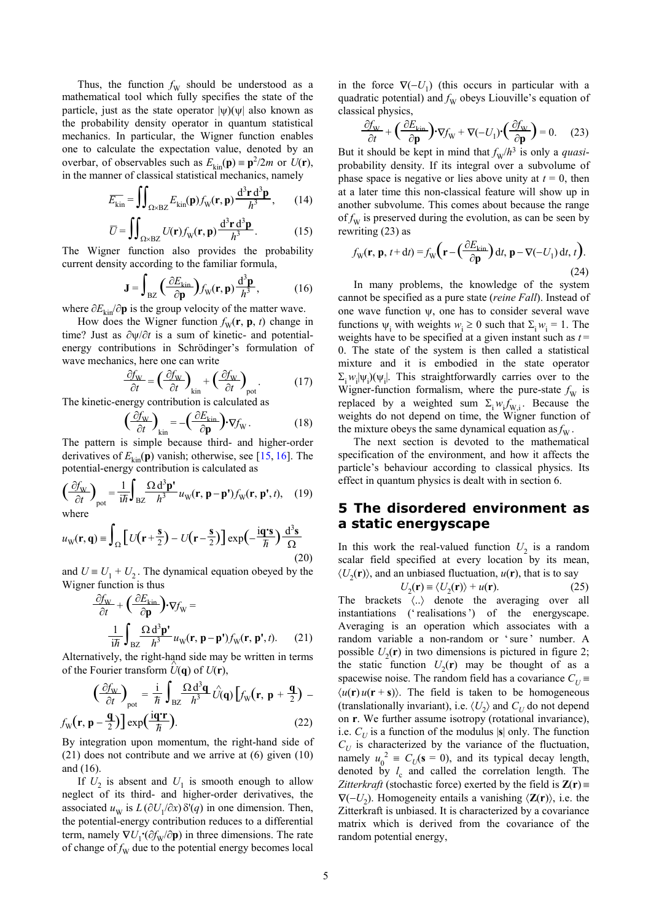Thus, the function $f_W$ should be understood as a mathematical tool which fully specifies the state of the particle, just as the state operator $|\psi)(\psi|$ also known as the probability density operator in quantum statistical mechanics. In particular, the Wigner function enables one to calculate the expectation value, denoted by an overbar, of observables such as $E_{kin}(\mathbf{p}) \equiv \mathbf{p}^2/2m$ or $U(\mathbf{r})$, in the manner of classical statistical mechanics, namely

$$\overline{E_{kin}} = \iint_{\Omega\times BZ} E_{kin}(\mathbf{p}) f_W(\mathbf{r}, \mathbf{p}) \frac{d^3\mathbf{r}\, d^3\mathbf{p}}{h^3}, \qquad (14)$$

$$\overline{U} = \iint_{\Omega\times BZ} U(\mathbf{r}) f_W(\mathbf{r}, \mathbf{p}) \frac{d^3\mathbf{r}\, d^3\mathbf{p}}{h^3}. \qquad (15)$$

The Wigner function also provides the probability current density according to the familiar formula,

$$\mathbf{J} = \int_{BZ} \Big(\frac{\partial E_{kin}}{\partial \mathbf{p}}\Big) f_W(\mathbf{r}, \mathbf{p}) \frac{d^3\mathbf{p}}{h^3}, \qquad (16)$$

where $\partial E_{kin}/\partial \mathbf{p}$ is the group velocity of the matter wave.

How does the Wigner function $f_W(\mathbf{r}, \mathbf{p}, t)$ change in time? Just as $\partial\psi/\partial t$ is a sum of kinetic- and potential-energy contributions in Schrödinger's formulation of wave mechanics, here one can write

$$\frac{\partial f_W}{\partial t} = \Big(\frac{\partial f_W}{\partial t}\Big)_{kin} + \Big(\frac{\partial f_W}{\partial t}\Big)_{pot}. \qquad (17)$$

The kinetic-energy contribution is calculated as

$$\Big(\frac{\partial f_W}{\partial t}\Big)_{kin} = -\Big(\frac{\partial E_{kin}}{\partial \mathbf{p}}\Big)\cdot\nabla f_W. \qquad (18)$$

The pattern is simple because third- and higher-order derivatives of $E_{kin}(\mathbf{p})$ vanish; otherwise, see [15, 16]. The potential-energy contribution is calculated as

$$\Big(\frac{\partial f_W}{\partial t}\Big)_{pot} = \frac{1}{i\hbar}\int_{BZ} \frac{\Omega\, d^3\mathbf{p'}}{h^3} u_W(\mathbf{r}, \mathbf{p}-\mathbf{p'}) f_W(\mathbf{r}, \mathbf{p'}, t), \qquad (19)$$

where

$$u_W(\mathbf{r}, \mathbf{q}) \equiv \int_{\Omega} \Big[U\Big(\mathbf{r}+\frac{\mathbf{s}}{2}\Big) - U\Big(\mathbf{r}-\frac{\mathbf{s}}{2}\Big)\Big] \exp\Big(-\frac{i\mathbf{q}\cdot\mathbf{s}}{\hbar}\Big)\frac{d^3\mathbf{s}}{\Omega} \qquad (20)$$

and $U \equiv U_1 + U_2$. The dynamical equation obeyed by the Wigner function is thus

$$\frac{\partial f_W}{\partial t} + \Big(\frac{\partial E_{kin}}{\partial \mathbf{p}}\Big)\cdot\nabla f_W = \frac{1}{i\hbar}\int_{BZ} \frac{\Omega\, d^3\mathbf{p'}}{h^3} u_W(\mathbf{r}, \mathbf{p}-\mathbf{p'}) f_W(\mathbf{r}, \mathbf{p'}, t). \qquad (21)$$

Alternatively, the right-hand side may be written in terms of the Fourier transform $\hat{U}(\mathbf{q})$ of $U(\mathbf{r})$,

$$\Big(\frac{\partial f_W}{\partial t}\Big)_{pot} = \frac{i}{\hbar}\int_{BZ} \frac{\Omega\, d^3\mathbf{q}}{h^3} \hat{U}(\mathbf{q}) \Big[f_W\Big(\mathbf{r}, \mathbf{p}+\frac{\mathbf{q}}{2}\Big) - f_W\Big(\mathbf{r}, \mathbf{p}-\frac{\mathbf{q}}{2}\Big)\Big] \exp\Big(\frac{i\mathbf{q}\cdot\mathbf{r}}{\hbar}\Big). \qquad (22)$$

By integration upon momentum, the right-hand side of (21) does not contribute and we arrive at (6) given (10) and (16).

If $U_2$ is absent and $U_1$ is smooth enough to allow neglect of its third- and higher-order derivatives, the associated $u_W$ is $L\,(\partial U_1/\partial x)\,\delta'(q)$ in one dimension. Then, the potential-energy contribution reduces to a differential term, namely $\nabla U_1\cdot(\partial f_W/\partial\mathbf{p})$ in three dimensions. The rate of change of $f_W$ due to the potential energy becomes local in the force $\nabla(-U_1)$ (this occurs in particular with a quadratic potential) and $f_W$ obeys Liouville's equation of classical physics,

$$\frac{\partial f_W}{\partial t} + \Big(\frac{\partial E_{kin}}{\partial \mathbf{p}}\Big)\cdot\nabla f_W + \nabla(-U_1)\cdot\Big(\frac{\partial f_W}{\partial \mathbf{p}}\Big) = 0. \qquad (23)$$

But it should be kept in mind that $f_W/h^3$ is only a *quasi*-probability density. If its integral over a subvolume of phase space is negative or lies above unity at $t = 0$, then at a later time this non-classical feature will show up in another subvolume. This comes about because the range of $f_W$ is preserved during the evolution, as can be seen by rewriting (23) as

$$f_W(\mathbf{r}, \mathbf{p}, t+dt) = f_W\Big(\mathbf{r} - \Big(\frac{\partial E_{kin}}{\partial \mathbf{p}}\Big)dt,\ \mathbf{p} - \nabla(-U_1)\,dt,\ t\Big). \qquad (24)$$

In many problems, the knowledge of the system cannot be specified as a pure state (*reine Fall*). Instead of one wave function $\psi$, one has to consider several wave functions $\psi_i$ with weights $w_i \geq 0$ such that $\Sigma_i w_i = 1$. The weights have to be specified at a given instant such as $t = 0$. The state of the system is then called a statistical mixture and it is embodied in the state operator $\Sigma_i w_i|\psi_i)(\psi_i|$. This straightforwardly carries over to the Wigner-function formalism, where the pure-state $f_W$ is replaced by a weighted sum $\Sigma_i w_i f_{W,i}$. Because the weights do not depend on time, the Wigner function of the mixture obeys the same dynamical equation as $f_W$.

The next section is devoted to the mathematical specification of the environment, and how it affects the particle's behaviour according to classical physics. Its effect in quantum physics is dealt with in section 6.

## 5 The disordered environment as a static energyscape

In this work the real-valued function $U_2$ is a random scalar field specified at every location by its mean, $\langle U_2(\mathbf{r})\rangle$, and an unbiased fluctuation, $u(\mathbf{r})$, that is to say

$$U_2(\mathbf{r}) \equiv \langle U_2(\mathbf{r})\rangle + u(\mathbf{r}). \qquad (25)$$

The brackets $\langle..\rangle$ denote the averaging over all instantiations ('realisations') of the energyscape. Averaging is an operation which associates with a random variable a non-random or 'sure' number. A possible $U_2(\mathbf{r})$ in two dimensions is pictured in figure 2; the static function $U_2(\mathbf{r})$ may be thought of as a spacewise noise. The random field has a covariance $C_U \equiv \langle u(\mathbf{r})\, u(\mathbf{r}+\mathbf{s})\rangle$. The field is taken to be homogeneous (translationally invariant), i.e. $\langle U_2\rangle$ and $C_U$ do not depend on $\mathbf{r}$. We further assume isotropy (rotational invariance), i.e. $C_U$ is a function of the modulus $|\mathbf{s}|$ only. The function $C_U$ is characterized by the variance of the fluctuation, namely $u_0^2 \equiv C_U(\mathbf{s} = 0)$, and its typical decay length, denoted by $l_c$ and called the correlation length. The *Zitterkraft* (stochastic force) exerted by the field is $\mathbf{Z}(\mathbf{r}) \equiv \nabla(-U_2)$. Homogeneity entails a vanishing $\langle\mathbf{Z}(\mathbf{r})\rangle$, i.e. the Zitterkraft is unbiased. It is characterized by a covariance matrix which is derived from the covariance of the random potential energy,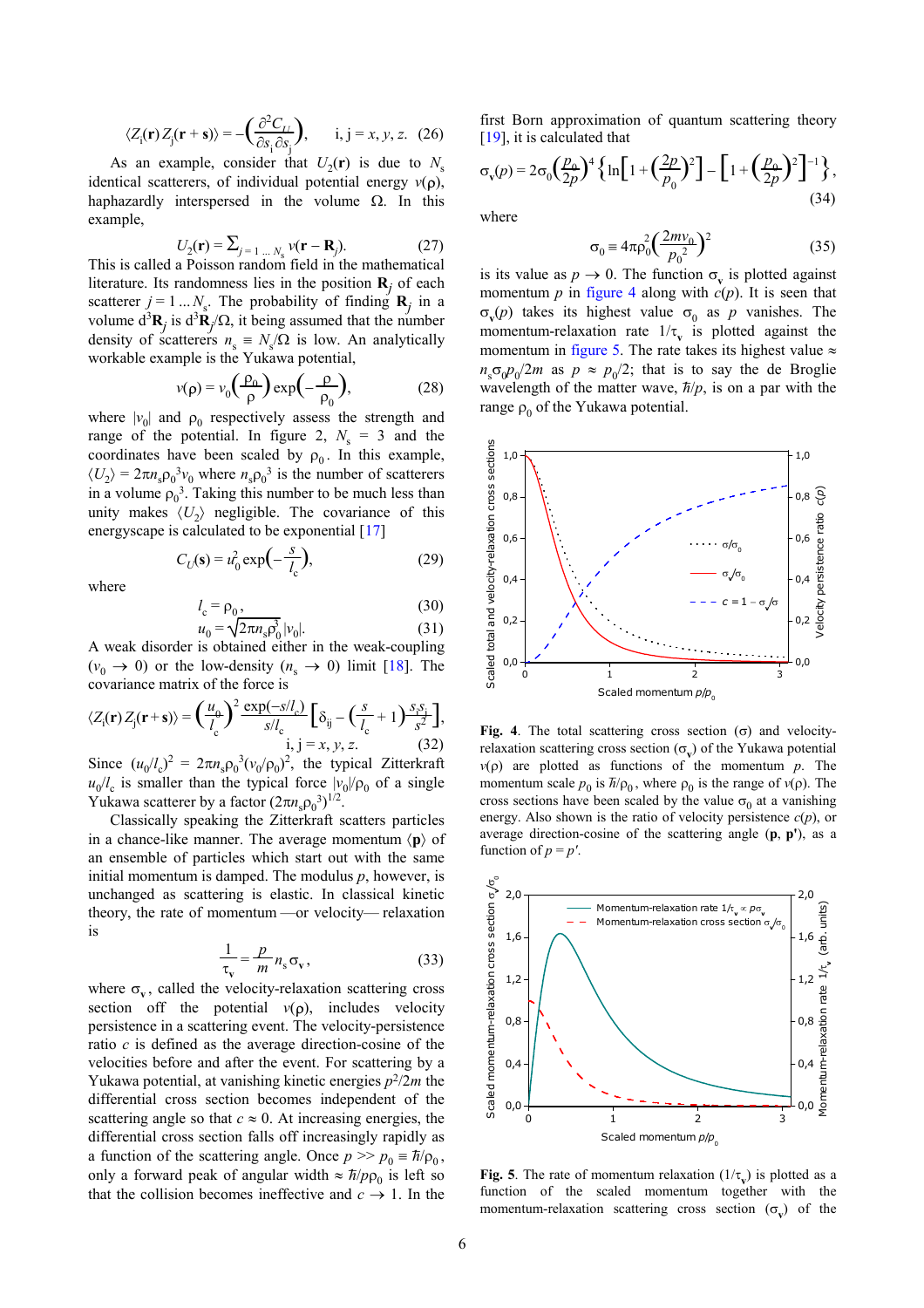$$\langle Z_i(\mathbf{r})\, Z_j(\mathbf{r}+\mathbf{s})\rangle = -\left(\frac{\partial^2 C_U}{\partial s_i \partial s_j}\right), \qquad i, j = x, y, z. \quad (26)$$

As an example, consider that $U_2(\mathbf{r})$ is due to $N_s$ identical scatterers, of individual potential energy $v(\rho)$, haphazardly interspersed in the volume $\Omega$. In this example,

$$U_2(\mathbf{r}) = \textstyle\sum_{j=1\ldots N_s} v(\mathbf{r} - \mathbf{R}_j). \quad (27)$$

This is called a Poisson random field in the mathematical literature. Its randomness lies in the position $\mathbf{R}_j$ of each scatterer $j = 1 \ldots N_s$. The probability of finding $\mathbf{R}_j$ in a volume $d^3\mathbf{R}_j$ is $d^3\mathbf{R}_j/\Omega$, it being assumed that the number density of scatterers $n_s \equiv N_s/\Omega$ is low. An analytically workable example is the Yukawa potential,

$$v(\rho) = v_0\left(\frac{\rho_0}{\rho}\right)\exp\left(-\frac{\rho}{\rho_0}\right), \quad (28)$$

where $|v_0|$ and $\rho_0$ respectively assess the strength and range of the potential. In figure 2, $N_s = 3$ and the coordinates have been scaled by $\rho_0$. In this example, $\langle U_2\rangle = 2\pi n_s\rho_0^3 v_0$ where $n_s\rho_0^3$ is the number of scatterers in a volume $\rho_0^3$. Taking this number to be much less than unity makes $\langle U_2\rangle$ negligible. The covariance of this energyscape is calculated to be exponential [17]

$$C_U(\mathbf{s}) = u_0^2 \exp\left(-\frac{s}{l_c}\right), \quad (29)$$

where

$$l_c = \rho_0, \quad (30)$$

$$u_0 = \sqrt{2\pi n_s \rho_0^3}\,|v_0|. \quad (31)$$

A weak disorder is obtained either in the weak-coupling ($v_0 \to 0$) or the low-density ($n_s \to 0$) limit [18]. The covariance matrix of the force is

$$\langle Z_i(\mathbf{r})\, Z_j(\mathbf{r}+\mathbf{s})\rangle = \left(\frac{u_0}{l_c}\right)^2 \frac{\exp(-s/l_c)}{s/l_c}\left[\delta_{ij} - \left(\frac{s}{l_c}+1\right)\frac{s_i s_j}{s^2}\right], \qquad i, j = x, y, z. \quad (32)$$

Since $(u_0/l_c)^2 = 2\pi n_s\rho_0^3(v_0/\rho_0)^2$, the typical Zitterkraft $u_0/l_c$ is smaller than the typical force $|v_0|/\rho_0$ of a single Yukawa scatterer by a factor $(2\pi n_s\rho_0^3)^{1/2}$.

Classically speaking the Zitterkraft scatters particles in a chance-like manner. The average momentum $\langle\mathbf{p}\rangle$ of an ensemble of particles which start out with the same initial momentum is damped. The modulus $p$, however, is unchanged as scattering is elastic. In classical kinetic theory, the rate of momentum —or velocity— relaxation is

$$\frac{1}{\tau_v} = \frac{p}{m} n_s \sigma_v, \quad (33)$$

where $\sigma_v$, called the velocity-relaxation scattering cross section off the potential $v(\rho)$, includes velocity persistence in a scattering event. The velocity-persistence ratio $c$ is defined as the average direction-cosine of the velocities before and after the event. For scattering by a Yukawa potential, at vanishing kinetic energies $p^2/2m$ the differential cross section becomes independent of the scattering angle so that $c \approx 0$. At increasing energies, the differential cross section falls off increasingly rapidly as a function of the scattering angle. Once $p >> p_0 \equiv \hbar/\rho_0$, only a forward peak of angular width $\approx \hbar/p\rho_0$ is left so that the collision becomes ineffective and $c \to 1$. In the first Born approximation of quantum scattering theory [19], it is calculated that

$$\sigma_v(p) = 2\sigma_0\left(\frac{p_0}{2p}\right)^4\left\{\ln\left[1+\left(\frac{2p}{p_0}\right)^2\right] - \left[1+\left(\frac{p_0}{2p}\right)^2\right]^{-1}\right\}, \quad (34)$$

where

$$\sigma_0 \equiv 4\pi\rho_0^2\left(\frac{2mv_0}{p_0^2}\right)^2 \quad (35)$$

is its value as $p \to 0$. The function $\sigma_v$ is plotted against momentum $p$ in figure 4 along with $c(p)$. It is seen that $\sigma_v(p)$ takes its highest value $\sigma_0$ as $p$ vanishes. The momentum-relaxation rate $1/\tau_v$ is plotted against the momentum in figure 5. The rate takes its highest value $\approx n_s\sigma_0 p_0/2m$ as $p \approx p_0/2$; that is to say the de Broglie wavelength of the matter wave, $\hbar/p$, is on a par with the range $\rho_0$ of the Yukawa potential.

**Fig. 4**. The total scattering cross section ($\sigma$) and velocity-relaxation scattering cross section ($\sigma_v$) of the Yukawa potential $v(\rho)$ are plotted as functions of the momentum $p$. The momentum scale $p_0$ is $\hbar/\rho_0$, where $\rho_0$ is the range of $v(\rho)$. The cross sections have been scaled by the value $\sigma_0$ at a vanishing energy. Also shown is the ratio of velocity persistence $c(p)$, or average direction-cosine of the scattering angle ($\mathbf{p}$, $\mathbf{p}'$), as a function of $p = p'$.

**Fig. 5**. The rate of momentum relaxation ($1/\tau_v$) is plotted as a function of the scaled momentum together with the momentum-relaxation scattering cross section ($\sigma_v$) of the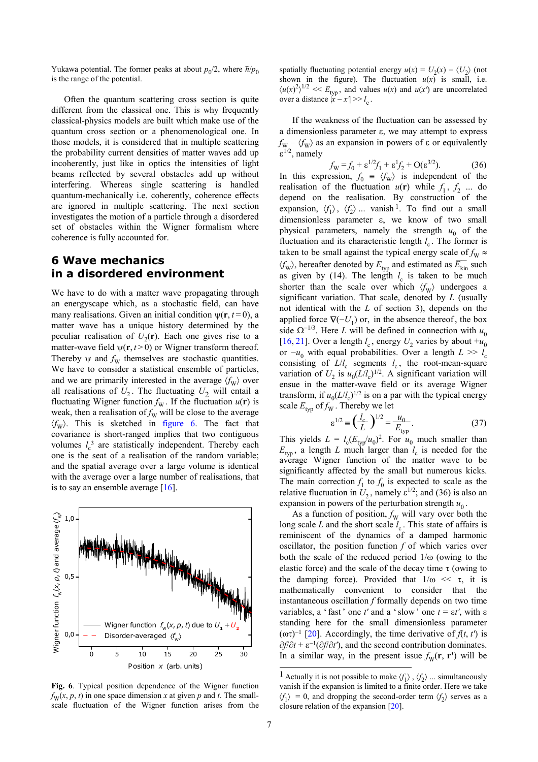Yukawa potential. The former peaks at about $p_0/2$, where $\hbar/p_0$ is the range of the potential.

Often the quantum scattering cross section is quite different from the classical one. This is why frequently classical-physics models are built which make use of the quantum cross section or a phenomenological one. In those models, it is considered that in multiple scattering the probability current densities of matter waves add up incoherently, just like in optics the intensities of light beams reflected by several obstacles add up without interfering. Whereas single scattering is handled quantum-mechanically i.e. coherently, coherence effects are ignored in multiple scattering. The next section investigates the motion of a particle through a disordered set of obstacles within the Wigner formalism where coherence is fully accounted for.

## 6 Wave mechanics in a disordered environment

We have to do with a matter wave propagating through an energyscape which, as a stochastic field, can have many realisations. Given an initial condition $\psi(\mathbf{r}, t=0)$, a matter wave has a unique history determined by the peculiar realisation of $U_2(\mathbf{r})$. Each one gives rise to a matter-wave field $\psi(\mathbf{r}, t>0)$ or Wigner transform thereof. Thereby $\psi$ and $f_W$ themselves are stochastic quantities. We have to consider a statistical ensemble of particles, and we are primarily interested in the average $\langle f_W \rangle$ over all realisations of $U_2$. The fluctuating $U_2$ will entail a fluctuating Wigner function $f_W$. If the fluctuation $u(\mathbf{r})$ is weak, then a realisation of $f_W$ will be close to the average $\langle f_W \rangle$. This is sketched in figure 6. The fact that covariance is short-ranged implies that two contiguous volumes $l_c^{\,3}$ are statistically independent. Thereby each one is the seat of a realisation of the random variable; and the spatial average over a large volume is identical with the average over a large number of realisations, that is to say an ensemble average [16].

**Fig. 6**. Typical position dependence of the Wigner function $f_W(x, p, t)$ in one space dimension $x$ at given $p$ and $t$. The small-scale fluctuation of the Wigner function arises from the spatially fluctuating potential energy $u(x) = U_2(x) - \langle U_2 \rangle$ (not shown in the figure). The fluctuation $u(x)$ is small, i.e. $\langle u(x)^2 \rangle^{1/2} << E_{\mathrm{typ}}$, and values $u(x)$ and $u(x')$ are uncorrelated over a distance $|x - x'| >> l_c$.

If the weakness of the fluctuation can be assessed by a dimensionless parameter $\varepsilon$, we may attempt to express $f_W - \langle f_W \rangle$ as an expansion in powers of $\varepsilon$ or equivalently $\varepsilon^{1/2}$, namely

$$f_W = f_0 + \varepsilon^{1/2} f_1 + \varepsilon^1 f_2 + O(\varepsilon^{3/2}). \tag{36}$$

In this expression, $f_0 \equiv \langle f_W \rangle$ is independent of the realisation of the fluctuation $u(\mathbf{r})$ while $f_1$, $f_2$ ... do depend on the realisation. By construction of the expansion, $\langle f_1 \rangle$, $\langle f_2 \rangle$ ... vanish [1]. To find out a small dimensionless parameter $\varepsilon$, we know of two small physical parameters, namely the strength $u_0$ of the fluctuation and its characteristic length $l_c$. The former is taken to be small against the typical energy scale of $f_W \approx \langle f_W \rangle$, hereafter denoted by $E_{\mathrm{typ}}$ and estimated as $\overline{E_{\mathrm{kin}}}$ such as given by (14). The length $l_c$ is taken to be much shorter than the scale over which $\langle f_W \rangle$ undergoes a significant variation. That scale, denoted by $L$ (usually not identical with the $L$ of section 3), depends on the applied force $\nabla(-U_1)$ or, in the absence thereof, the box side $\Omega^{-1/3}$. Here $L$ will be defined in connection with $u_0$ [16, 21]. Over a length $l_c$, energy $U_2$ varies by about $+u_0$ or $-u_0$ with equal probabilities. Over a length $L >> l_c$ consisting of $L/l_c$ segments $l_c$, the root-mean-square variation of $U_2$ is $u_0(L/l_c)^{1/2}$. A significant variation will ensue in the matter-wave field or its average Wigner transform, if $u_0(L/l_c)^{1/2}$ is on a par with the typical energy scale $E_{\mathrm{typ}}$ of $f_W$. Thereby we let

$$\varepsilon^{1/2} \equiv \left(\frac{l_c}{L}\right)^{1/2} = \frac{u_0}{E_{\mathrm{typ}}}. \tag{37}$$

This yields $L = l_c(E_{\mathrm{typ}}/u_0)^2$. For $u_0$ much smaller than $E_{\mathrm{typ}}$, a length $L$ much larger than $l_c$ is needed for the average Wigner function of the matter wave to be significantly affected by the small but numerous kicks. The main correction $f_1$ to $f_0$ is expected to scale as the relative fluctuation in $U_2$, namely $\varepsilon^{1/2}$; and (36) is also an expansion in powers of the perturbation strength $u_0$.

As a function of position, $f_W$ will vary over both the long scale $L$ and the short scale $l_c$. This state of affairs is reminiscent of the dynamics of a damped harmonic oscillator, the position function $f$ of which varies over both the scale of the reduced period $1/\omega$ (owing to the elastic force) and the scale of the decay time $\tau$ (owing to the damping force). Provided that $1/\omega << \tau$, it is mathematically convenient to consider that the instantaneous oscillation $f$ formally depends on two time variables, a 'fast' one $t'$ and a 'slow' one $t = \varepsilon t'$, with $\varepsilon$ standing here for the small dimensionless parameter $(\omega\tau)^{-1}$ [20]. Accordingly, the time derivative of $f(t, t')$ is $\partial f/\partial t + \varepsilon^{-1}(\partial f/\partial t')$, and the second contribution dominates. In a similar way, in the present issue $f_W(\mathbf{r}, \mathbf{r}')$ will be

[1] Actually it is not possible to make $\langle f_1 \rangle$, $\langle f_2 \rangle$ ... simultaneously vanish if the expansion is limited to a finite order. Here we take $\langle f_1 \rangle = 0$, and dropping the second-order term $\langle f_2 \rangle$ serves as a closure relation of the expansion [20].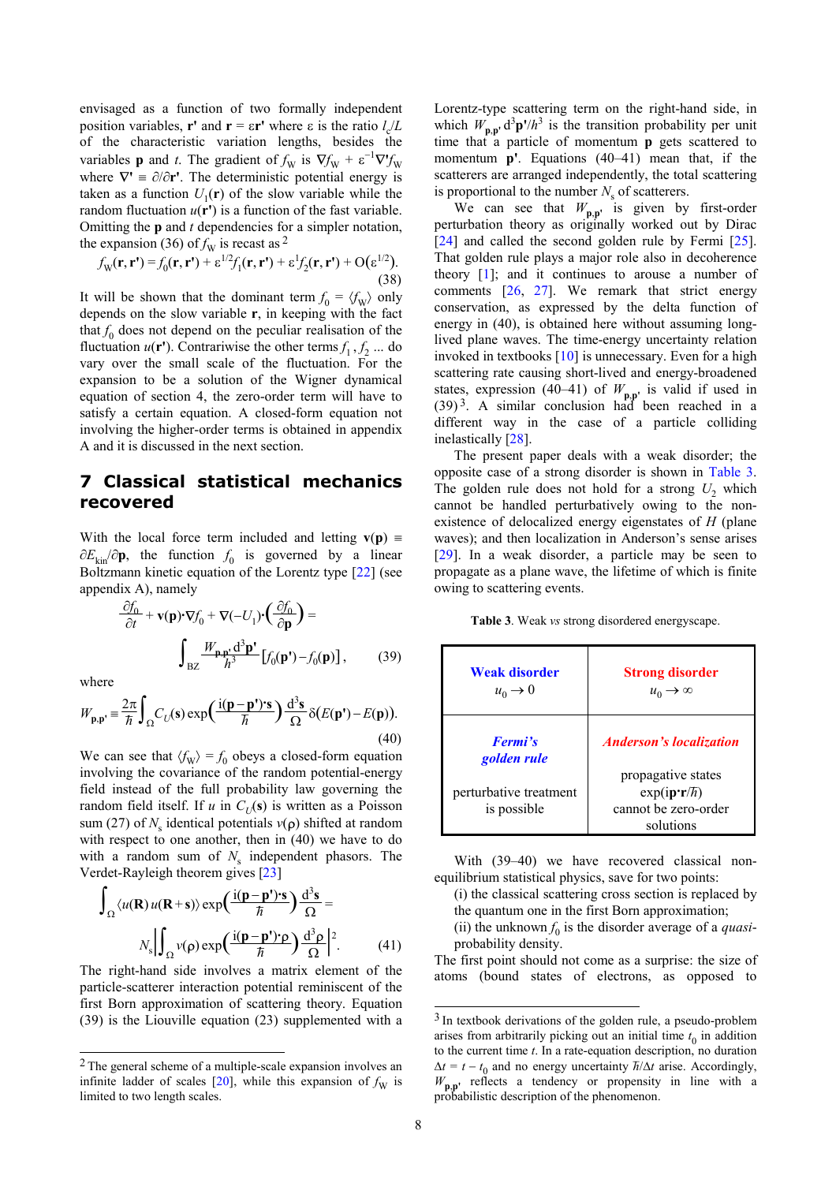envisaged as a function of two formally independent position variables, $\mathbf{r}'$ and $\mathbf{r} = \varepsilon\mathbf{r}'$ where $\varepsilon$ is the ratio $l_c/L$ of the characteristic variation lengths, besides the variables $\mathbf{p}$ and $t$. The gradient of $f_W$ is $\nabla f_W + \varepsilon^{-1}\nabla' f_W$ where $\nabla' \equiv \partial/\partial\mathbf{r}'$. The deterministic potential energy is taken as a function $U_1(\mathbf{r})$ of the slow variable while the random fluctuation $u(\mathbf{r}')$ is a function of the fast variable. Omitting the $\mathbf{p}$ and $t$ dependencies for a simpler notation, the expansion (36) of $f_W$ is recast as [2]

$$f_W(\mathbf{r},\mathbf{r}') = f_0(\mathbf{r},\mathbf{r}') + \varepsilon^{1/2} f_1(\mathbf{r},\mathbf{r}') + \varepsilon^1 f_2(\mathbf{r},\mathbf{r}') + \mathrm{O}(\varepsilon^{1/2}). \tag{38}$$

It will be shown that the dominant term $f_0 = \langle f_W \rangle$ only depends on the slow variable $\mathbf{r}$, in keeping with the fact that $f_0$ does not depend on the peculiar realisation of the fluctuation $u(\mathbf{r}')$. Contrariwise the other terms $f_1, f_2$ ... do vary over the small scale of the fluctuation. For the expansion to be a solution of the Wigner dynamical equation of section 4, the zero-order term will have to satisfy a certain equation. A closed-form equation not involving the higher-order terms is obtained in appendix A and it is discussed in the next section.

## 7 Classical statistical mechanics recovered

With the local force term included and letting $\mathbf{v}(\mathbf{p}) \equiv \partial E_{\mathrm{kin}}/\partial\mathbf{p}$, the function $f_0$ is governed by a linear Boltzmann kinetic equation of the Lorentz type [22] (see appendix A), namely

$$\frac{\partial f_0}{\partial t} + \mathbf{v}(\mathbf{p})\cdot\nabla f_0 + \nabla(-U_1)\cdot\left(\frac{\partial f_0}{\partial \mathbf{p}}\right) = \int_{\mathrm{BZ}} \frac{W_{\mathbf{p},\mathbf{p}'}\,\mathrm{d}^3\mathbf{p}'}{h^3}\left[f_0(\mathbf{p}') - f_0(\mathbf{p})\right], \tag{39}$$

where

$$W_{\mathbf{p},\mathbf{p}'} \equiv \frac{2\pi}{\hbar}\int_\Omega C_U(\mathbf{s})\exp\left(\frac{\mathrm{i}(\mathbf{p}-\mathbf{p}')\cdot\mathbf{s}}{\hbar}\right)\frac{\mathrm{d}^3\mathbf{s}}{\Omega}\,\delta(E(\mathbf{p}') - E(\mathbf{p})). \tag{40}$$

We can see that $\langle f_W \rangle = f_0$ obeys a closed-form equation involving the covariance of the random potential-energy field instead of the full probability law governing the random field itself. If $u$ in $C_U(\mathbf{s})$ is written as a Poisson sum (27) of $N_s$ identical potentials $v(\rho)$ shifted at random with respect to one another, then in (40) we have to do with a random sum of $N_s$ independent phasors. The Verdet-Rayleigh theorem gives [23]

$$\int_\Omega \langle u(\mathbf{R})\,u(\mathbf{R}+\mathbf{s})\rangle \exp\left(\frac{\mathrm{i}(\mathbf{p}-\mathbf{p}')\cdot\mathbf{s}}{\hbar}\right)\frac{\mathrm{d}^3\mathbf{s}}{\Omega} = N_s\left|\int_\Omega v(\rho)\exp\left(\frac{\mathrm{i}(\mathbf{p}-\mathbf{p}')\cdot\rho}{\hbar}\right)\frac{\mathrm{d}^3\rho}{\Omega}\right|^2. \tag{41}$$

The right-hand side involves a matrix element of the particle-scatterer interaction potential reminiscent of the first Born approximation of scattering theory. Equation (39) is the Liouville equation (23) supplemented with a Lorentz-type scattering term on the right-hand side, in which $W_{\mathbf{p},\mathbf{p}'}\,\mathrm{d}^3\mathbf{p}'/h^3$ is the transition probability per unit time that a particle of momentum $\mathbf{p}$ gets scattered to momentum $\mathbf{p}'$. Equations (40–41) mean that, if the scatterers are arranged independently, the total scattering is proportional to the number $N_s$ of scatterers.

We can see that $W_{\mathbf{p},\mathbf{p}'}$ is given by first-order perturbation theory as originally worked out by Dirac [24] and called the second golden rule by Fermi [25]. That golden rule plays a major role also in decoherence theory [1]; and it continues to arouse a number of comments [26, 27]. We remark that strict energy conservation, as expressed by the delta function of energy in (40), is obtained here without assuming long-lived plane waves. The time-energy uncertainty relation invoked in textbooks [10] is unnecessary. Even for a high scattering rate causing short-lived and energy-broadened states, expression (40–41) of $W_{\mathbf{p},\mathbf{p}'}$ is valid if used in (39) [3]. A similar conclusion had been reached in a different way in the case of a particle colliding inelastically [28].

The present paper deals with a weak disorder; the opposite case of a strong disorder is shown in Table 3. The golden rule does not hold for a strong $U_2$ which cannot be handled perturbatively owing to the non-existence of delocalized energy eigenstates of $H$ (plane waves); and then localization in Anderson's sense arises [29]. In a weak disorder, a particle may be seen to propagate as a plane wave, the lifetime of which is finite owing to scattering events.

**Table 3**. Weak *vs* strong disordered energyscape.

| **Weak disorder** $u_0 \to 0$ | **Strong disorder** $u_0 \to \infty$ |
|---|---|
| ***Fermi's golden rule*** perturbative treatment is possible | ***Anderson's localization*** propagative states $\exp(\mathrm{i}\mathbf{p}\cdot\mathbf{r}/\hbar)$ cannot be zero-order solutions |

With (39–40) we have recovered classical non-equilibrium statistical physics, save for two points:

(i) the classical scattering cross section is replaced by the quantum one in the first Born approximation;

(ii) the unknown $f_0$ is the disorder average of a *quasi*-probability density.

The first point should not come as a surprise: the size of atoms (bound states of electrons, as opposed to

---

[2] The general scheme of a multiple-scale expansion involves an infinite ladder of scales [20], while this expansion of $f_W$ is limited to two length scales.

[3] In textbook derivations of the golden rule, a pseudo-problem arises from arbitrarily picking out an initial time $t_0$ in addition to the current time $t$. In a rate-equation description, no duration $\Delta t = t - t_0$ and no energy uncertainty $\hbar/\Delta t$ arise. Accordingly, $W_{\mathbf{p},\mathbf{p}'}$ reflects a tendency or propensity in line with a probabilistic description of the phenomenon.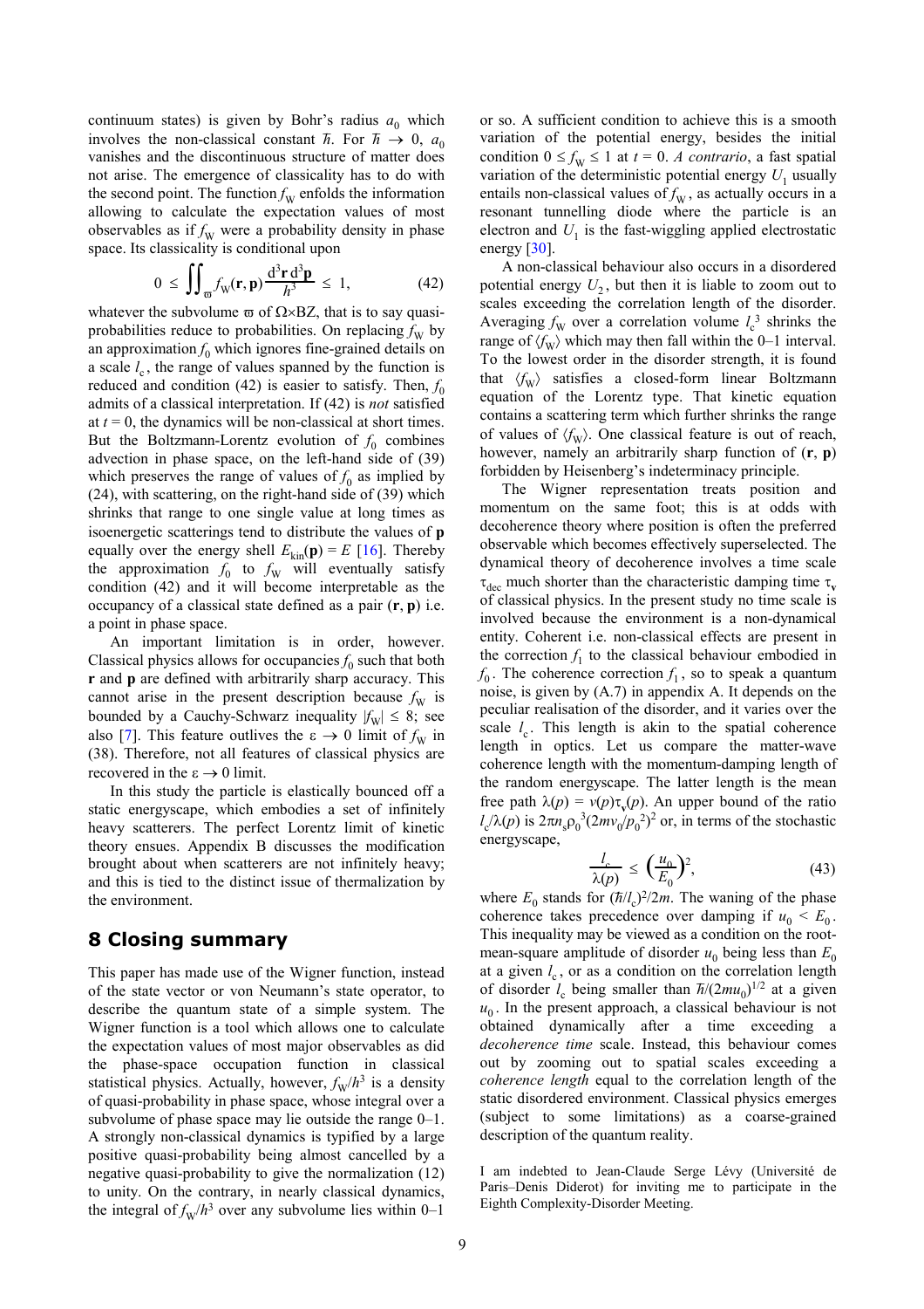continuum states) is given by Bohr's radius $a_0$ which involves the non-classical constant $\hbar$. For $\hbar \to 0$, $a_0$ vanishes and the discontinuous structure of matter does not arise. The emergence of classicality has to do with the second point. The function $f_W$ enfolds the information allowing to calculate the expectation values of most observables as if $f_W$ were a probability density in phase space. Its classicality is conditional upon

$$0 \leq \iint_{\varpi} f_W(\mathbf{r},\mathbf{p}) \frac{d^3\mathbf{r}\, d^3\mathbf{p}}{h^3} \leq 1, \tag{42}$$

whatever the subvolume $\varpi$ of $\Omega\times$BZ, that is to say quasi-probabilities reduce to probabilities. On replacing $f_W$ by an approximation $f_0$ which ignores fine-grained details on a scale $l_c$, the range of values spanned by the function is reduced and condition (42) is easier to satisfy. Then, $f_0$ admits of a classical interpretation. If (42) is *not* satisfied at $t = 0$, the dynamics will be non-classical at short times. But the Boltzmann-Lorentz evolution of $f_0$ combines advection in phase space, on the left-hand side of (39) which preserves the range of values of $f_0$ as implied by (24), with scattering, on the right-hand side of (39) which shrinks that range to one single value at long times as isoenergetic scatterings tend to distribute the values of $\mathbf{p}$ equally over the energy shell $E_{\rm kin}(\mathbf{p}) = E$ [16]. Thereby the approximation $f_0$ to $f_W$ will eventually satisfy condition (42) and it will become interpretable as the occupancy of a classical state defined as a pair ($\mathbf{r}$, $\mathbf{p}$) i.e. a point in phase space.

An important limitation is in order, however. Classical physics allows for occupancies $f_0$ such that both $\mathbf{r}$ and $\mathbf{p}$ are defined with arbitrarily sharp accuracy. This cannot arise in the present description because $f_W$ is bounded by a Cauchy-Schwarz inequality $|f_W| \leq 8$; see also [7]. This feature outlives the $\varepsilon \to 0$ limit of $f_W$ in (38). Therefore, not all features of classical physics are recovered in the $\varepsilon \to 0$ limit.

In this study the particle is elastically bounced off a static energyscape, which embodies a set of infinitely heavy scatterers. The perfect Lorentz limit of kinetic theory ensues. Appendix B discusses the modification brought about when scatterers are not infinitely heavy; and this is tied to the distinct issue of thermalization by the environment.

## 8 Closing summary

This paper has made use of the Wigner function, instead of the state vector or von Neumann's state operator, to describe the quantum state of a simple system. The Wigner function is a tool which allows one to calculate the expectation values of most major observables as did the phase-space occupation function in classical statistical physics. Actually, however, $f_W/h^3$ is a density of quasi-probability in phase space, whose integral over a subvolume of phase space may lie outside the range 0–1. A strongly non-classical dynamics is typified by a large positive quasi-probability being almost cancelled by a negative quasi-probability to give the normalization (12) to unity. On the contrary, in nearly classical dynamics, the integral of $f_W/h^3$ over any subvolume lies within 0–1 or so. A sufficient condition to achieve this is a smooth variation of the potential energy, besides the initial condition $0 \leq f_W \leq 1$ at $t = 0$. *A contrario*, a fast spatial variation of the deterministic potential energy $U_1$ usually entails non-classical values of $f_W$, as actually occurs in a resonant tunnelling diode where the particle is an electron and $U_1$ is the fast-wiggling applied electrostatic energy [30].

A non-classical behaviour also occurs in a disordered potential energy $U_2$, but then it is liable to zoom out to scales exceeding the correlation length of the disorder. Averaging $f_W$ over a correlation volume $l_c^3$ shrinks the range of $\langle f_W\rangle$ which may then fall within the 0–1 interval. To the lowest order in the disorder strength, it is found that $\langle f_W\rangle$ satisfies a closed-form linear Boltzmann equation of the Lorentz type. That kinetic equation contains a scattering term which further shrinks the range of values of $\langle f_W\rangle$. One classical feature is out of reach, however, namely an arbitrarily sharp function of ($\mathbf{r}$, $\mathbf{p}$) forbidden by Heisenberg's indeterminacy principle.

The Wigner representation treats position and momentum on the same foot; this is at odds with decoherence theory where position is often the preferred observable which becomes effectively superselected. The dynamical theory of decoherence involves a time scale $\tau_{\rm dec}$ much shorter than the characteristic damping time $\tau_{\mathbf{v}}$ of classical physics. In the present study no time scale is involved because the environment is a non-dynamical entity. Coherent i.e. non-classical effects are present in the correction $f_1$ to the classical behaviour embodied in $f_0$. The coherence correction $f_1$, so to speak a quantum noise, is given by (A.7) in appendix A. It depends on the peculiar realisation of the disorder, and it varies over the scale $l_c$. This length is akin to the spatial coherence length in optics. Let us compare the matter-wave coherence length with the momentum-damping length of the random energyscape. The latter length is the mean free path $\lambda(p) = v(p)\tau_{\mathbf{v}}(p)$. An upper bound of the ratio $l_c/\lambda(p)$ is $2\pi n_s \rho_0^3 (2mv_0/p_0^2)^2$ or, in terms of the stochastic energyscape,

$$\frac{l_c}{\lambda(p)} \leq \left(\frac{u_0}{E_0}\right)^2, \tag{43}$$

where $E_0$ stands for $(\hbar/l_c)^2/2m$. The waning of the phase coherence takes precedence over damping if $u_0 < E_0$. This inequality may be viewed as a condition on the root-mean-square amplitude of disorder $u_0$ being less than $E_0$ at a given $l_c$, or as a condition on the correlation length of disorder $l_c$ being smaller than $\hbar/(2mu_0)^{1/2}$ at a given $u_0$. In the present approach, a classical behaviour is not obtained dynamically after a time exceeding a *decoherence time* scale. Instead, this behaviour comes out by zooming out to spatial scales exceeding a *coherence length* equal to the correlation length of the static disordered environment. Classical physics emerges (subject to some limitations) as a coarse-grained description of the quantum reality.

I am indebted to Jean-Claude Serge Lévy (Université de Paris–Denis Diderot) for inviting me to participate in the Eighth Complexity-Disorder Meeting.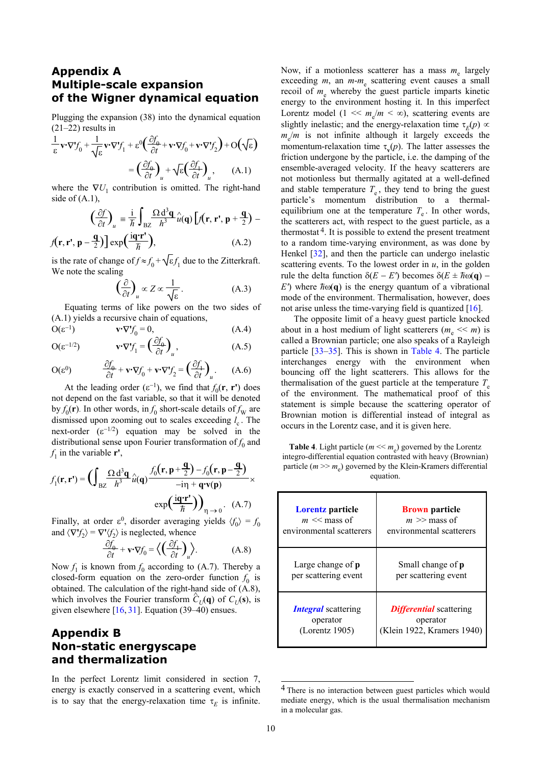## Appendix A
## Multiple-scale expansion of the Wigner dynamical equation

Plugging the expansion (38) into the dynamical equation (21–22) results in

$$\frac{1}{\varepsilon}\mathbf{v}\cdot\nabla' f_0 + \frac{1}{\sqrt{\varepsilon}}\mathbf{v}\cdot\nabla' f_1 + \varepsilon^0\Big(\frac{\partial f_0}{\partial t} + \mathbf{v}\cdot\nabla f_0 + \mathbf{v}\cdot\nabla' f_2\Big) + \mathrm{O}(\sqrt{\varepsilon}) = \Big(\frac{\partial f_0}{\partial t}\Big)_u + \sqrt{\varepsilon}\Big(\frac{\partial f_1}{\partial t}\Big)_u , \quad \text{(A.1)}$$

where the $\nabla U_1$ contribution is omitted. The right-hand side of (A.1),

$$\Big(\frac{\partial f}{\partial t}\Big)_u \equiv \frac{\mathrm{i}}{\hbar}\int_{\mathrm{BZ}} \frac{\Omega\, \mathrm{d}^3\mathbf{q}}{h^3}\,\hat{u}(\mathbf{q})\Big[f\big(\mathbf{r},\mathbf{r}',\mathbf{p}+\tfrac{\mathbf{q}}{2}\big) - f\big(\mathbf{r},\mathbf{r}',\mathbf{p}-\tfrac{\mathbf{q}}{2}\big)\Big]\exp\Big(\frac{\mathrm{i}\mathbf{q}\cdot\mathbf{r}'}{\hbar}\Big), \quad \text{(A.2)}$$

is the rate of change of $f \approx f_0 + \sqrt{\varepsilon} f_1$ due to the Zitterkraft. We note the scaling

$$\Big(\frac{\partial}{\partial t}\Big)_u \propto Z \propto \frac{1}{\sqrt{\varepsilon}}. \quad \text{(A.3)}$$

Equating terms of like powers on the two sides of (A.1) yields a recursive chain of equations,

$$\mathrm{O}(\varepsilon^{-1}) \qquad \mathbf{v}\cdot\nabla' f_0 = 0, \quad \text{(A.4)}$$

$$\mathrm{O}(\varepsilon^{-1/2}) \qquad \mathbf{v}\cdot\nabla' f_1 = \Big(\frac{\partial f_0}{\partial t}\Big)_u , \quad \text{(A.5)}$$

$$\mathrm{O}(\varepsilon^{0}) \qquad \frac{\partial f_0}{\partial t} + \mathbf{v}\cdot\nabla f_0 + \mathbf{v}\cdot\nabla' f_2 = \Big(\frac{\partial f_1}{\partial t}\Big)_u . \quad \text{(A.6)}$$

At the leading order ($\varepsilon^{-1}$), we find that $f_0(\mathbf{r}, \mathbf{r}')$ does not depend on the fast variable, so that it will be denoted by $f_0(\mathbf{r})$. In other words, in $f_0$ short-scale details of $f_\mathrm{W}$ are dismissed upon zooming out to scales exceeding $l_\mathrm{c}$. The next-order ($\varepsilon^{-1/2}$) equation may be solved in the distributional sense upon Fourier transformation of $f_0$ and $f_1$ in the variable $\mathbf{r}'$,

$$f_1(\mathbf{r},\mathbf{r}') = \Bigg(\int_{\mathrm{BZ}} \frac{\Omega\, \mathrm{d}^3\mathbf{q}}{h^3}\,\hat{u}(\mathbf{q})\,\frac{f_0\big(\mathbf{r},\mathbf{p}+\frac{\mathbf{q}}{2}\big) - f_0\big(\mathbf{r},\mathbf{p}-\frac{\mathbf{q}}{2}\big)}{-\mathrm{i}\eta + \mathbf{q}\cdot\mathbf{v}(\mathbf{p})} \times \exp\Big(\frac{\mathrm{i}\mathbf{q}\cdot\mathbf{r}'}{\hbar}\Big)\Bigg)_{\eta\to 0} . \quad \text{(A.7)}$$

Finally, at order $\varepsilon^0$, disorder averaging yields $\langle f_0\rangle = f_0$ and $\langle \nabla' f_2\rangle = \nabla'\langle f_2\rangle$ is neglected, whence

$$\frac{\partial f_0}{\partial t} + \mathbf{v}\cdot\nabla f_0 = \Big\langle\Big(\frac{\partial f_1}{\partial t}\Big)_u\Big\rangle. \quad \text{(A.8)}$$

Now $f_1$ is known from $f_0$ according to (A.7). Thereby a closed-form equation on the zero-order function $f_0$ is obtained. The calculation of the right-hand side of (A.8), which involves the Fourier transform $\hat{C}_U(\mathbf{q})$ of $C_U(\mathbf{s})$, is given elsewhere [16, 31]. Equation (39–40) ensues.

## Appendix B
## Non-static energyscape and thermalization

In the perfect Lorentz limit considered in section 7, energy is exactly conserved in a scattering event, which is to say that the energy-relaxation time $\tau_E$ is infinite. Now, if a motionless scatterer has a mass $m_\mathrm{e}$ largely exceeding $m$, an $m$-$m_\mathrm{e}$ scattering event causes a small recoil of $m_\mathrm{e}$ whereby the guest particle imparts kinetic energy to the environment hosting it. In this imperfect Lorentz model ($1 \ll m_\mathrm{e}/m < \infty$), scattering events are slightly inelastic; and the energy-relaxation time $\tau_E(p) \propto m_\mathrm{e}/m$ is not infinite although it largely exceeds the momentum-relaxation time $\tau_\mathrm{v}(p)$. The latter assesses the friction undergone by the particle, i.e. the damping of the ensemble-averaged velocity. If the heavy scatterers are not motionless but thermally agitated at a well-defined and stable temperature $T_\mathrm{e}$, they tend to bring the guest particle's momentum distribution to a thermal-equilibrium one at the temperature $T_\mathrm{e}$. In other words, the scatterers act, with respect to the guest particle, as a thermostat [4]. It is possible to extend the present treatment to a random time-varying environment, as was done by Henkel [32], and then the particle can undergo inelastic scattering events. To the lowest order in $u$, in the golden rule the delta function $\delta(E - E')$ becomes $\delta(E \pm \hbar\omega(\mathbf{q}) - E')$ where $\hbar\omega(\mathbf{q})$ is the energy quantum of a vibrational mode of the environment. Thermalisation, however, does not arise unless the time-varying field is quantized [16].

The opposite limit of a heavy guest particle knocked about in a host medium of light scatterers ($m_\mathrm{e} \ll m$) is called a Brownian particle; one also speaks of a Rayleigh particle [33–35]. This is shown in Table 4. The particle interchanges energy with the environment when bouncing off the light scatterers. This allows for the thermalisation of the guest particle at the temperature $T_\mathrm{e}$ of the environment. The mathematical proof of this statement is simple because the scattering operator of Brownian motion is differential instead of integral as occurs in the Lorentz case, and it is given here.

**Table 4**. Light particle ($m \ll m_\mathrm{e}$) governed by the Lorentz integro-differential equation contrasted with heavy (Brownian) particle ($m \gg m_\mathrm{e}$) governed by the Klein-Kramers differential equation.

| **Lorentz particle** $m \ll$ mass of environmental scatterers | **Brown particle** $m \gg$ mass of environmental scatterers |
|---|---|
| Large change of $\mathbf{p}$ per scattering event | Small change of $\mathbf{p}$ per scattering event |
| ***Integral*** scattering operator (Lorentz 1905) | ***Differential*** scattering operator (Klein 1922, Kramers 1940) |

[4] There is no interaction between guest particles which would mediate energy, which is the usual thermalisation mechanism in a molecular gas.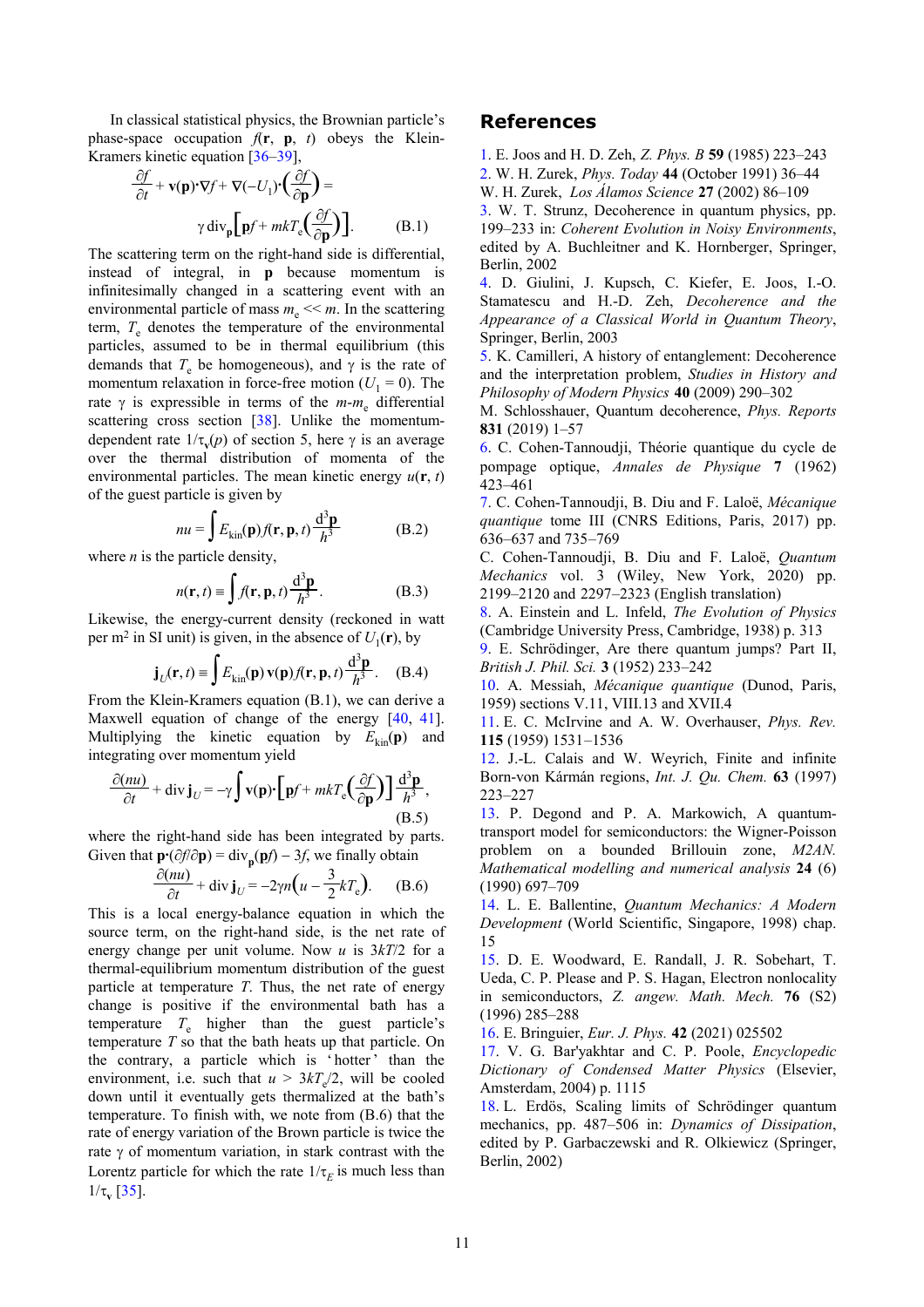In classical statistical physics, the Brownian particle's phase-space occupation $f(\mathbf{r}, \mathbf{p}, t)$ obeys the Klein-Kramers kinetic equation [36–39],

$$\frac{\partial f}{\partial t} + \mathbf{v}(\mathbf{p})\cdot\nabla f + \nabla(-U_1)\cdot\left(\frac{\partial f}{\partial \mathbf{p}}\right) = \gamma\,\mathrm{div}_{\mathbf{p}}\left[\mathbf{p}f + mkT_{\mathrm{e}}\left(\frac{\partial f}{\partial \mathbf{p}}\right)\right]. \qquad \text{(B.1)}$$

The scattering term on the right-hand side is differential, instead of integral, in $\mathbf{p}$ because momentum is infinitesimally changed in a scattering event with an environmental particle of mass $m_{\mathrm{e}} << m$. In the scattering term, $T_{\mathrm{e}}$ denotes the temperature of the environmental particles, assumed to be in thermal equilibrium (this demands that $T_{\mathrm{e}}$ be homogeneous), and $\gamma$ is the rate of momentum relaxation in force-free motion ($U_1 = 0$). The rate $\gamma$ is expressible in terms of the $m$-$m_{\mathrm{e}}$ differential scattering cross section [38]. Unlike the momentum-dependent rate $1/\tau_{\mathbf{v}}(p)$ of section 5, here $\gamma$ is an average over the thermal distribution of momenta of the environmental particles. The mean kinetic energy $u(\mathbf{r}, t)$ of the guest particle is given by

$$nu = \int E_{\mathrm{kin}}(\mathbf{p}) f(\mathbf{r}, \mathbf{p}, t)\frac{\mathrm{d}^3\mathbf{p}}{h^3} \qquad \text{(B.2)}$$

where $n$ is the particle density,

$$n(\mathbf{r}, t) \equiv \int f(\mathbf{r}, \mathbf{p}, t)\frac{\mathrm{d}^3\mathbf{p}}{h^3}. \qquad \text{(B.3)}$$

Likewise, the energy-current density (reckoned in watt per m$^2$ in SI unit) is given, in the absence of $U_1(\mathbf{r})$, by

$$\mathbf{j}_U(\mathbf{r}, t) \equiv \int E_{\mathrm{kin}}(\mathbf{p})\,\mathbf{v}(\mathbf{p}) f(\mathbf{r}, \mathbf{p}, t)\frac{\mathrm{d}^3\mathbf{p}}{h^3}. \qquad \text{(B.4)}$$

From the Klein-Kramers equation (B.1), we can derive a Maxwell equation of change of the energy [40, 41]. Multiplying the kinetic equation by $E_{\mathrm{kin}}(\mathbf{p})$ and integrating over momentum yield

$$\frac{\partial(nu)}{\partial t} + \mathrm{div}\,\mathbf{j}_U = -\gamma\int \mathbf{v}(\mathbf{p})\cdot\left[\mathbf{p}f + mkT_{\mathrm{e}}\left(\frac{\partial f}{\partial \mathbf{p}}\right)\right]\frac{\mathrm{d}^3\mathbf{p}}{h^3}, \qquad \text{(B.5)}$$

where the right-hand side has been integrated by parts. Given that $\mathbf{p}\cdot(\partial f/\partial \mathbf{p}) = \mathrm{div}_{\mathbf{p}}(\mathbf{p}f) - 3f$, we finally obtain

$$\frac{\partial(nu)}{\partial t} + \mathrm{div}\,\mathbf{j}_U = -2\gamma n\left(u - \frac{3}{2}kT_{\mathrm{e}}\right). \qquad \text{(B.6)}$$

This is a local energy-balance equation in which the source term, on the right-hand side, is the net rate of energy change per unit volume. Now $u$ is $3kT/2$ for a thermal-equilibrium momentum distribution of the guest particle at temperature $T$. Thus, the net rate of energy change is positive if the environmental bath has a temperature $T_{\mathrm{e}}$ higher than the guest particle's temperature $T$ so that the bath heats up that particle. On the contrary, a particle which is 'hotter' than the environment, i.e. such that $u > 3kT_{\mathrm{e}}/2$, will be cooled down until it eventually gets thermalized at the bath's temperature. To finish with, we note from (B.6) that the rate of energy variation of the Brown particle is twice the rate $\gamma$ of momentum variation, in stark contrast with the Lorentz particle for which the rate $1/\tau_E$ is much less than $1/\tau_{\mathbf{v}}$ [35].

## References

1. E. Joos and H. D. Zeh, *Z. Phys. B* **59** (1985) 223–243
2. W. H. Zurek, *Phys. Today* **44** (October 1991) 36–44
W. H. Zurek, *Los Álamos Science* **27** (2002) 86–109
3. W. T. Strunz, Decoherence in quantum physics, pp. 199–233 in: *Coherent Evolution in Noisy Environments*, edited by A. Buchleitner and K. Hornberger, Springer, Berlin, 2002
4. D. Giulini, J. Kupsch, C. Kiefer, E. Joos, I.-O. Stamatescu and H.-D. Zeh, *Decoherence and the Appearance of a Classical World in Quantum Theory*, Springer, Berlin, 2003
5. K. Camilleri, A history of entanglement: Decoherence and the interpretation problem, *Studies in History and Philosophy of Modern Physics* **40** (2009) 290–302
M. Schlosshauer, Quantum decoherence, *Phys. Reports* **831** (2019) 1–57
6. C. Cohen-Tannoudji, Théorie quantique du cycle de pompage optique, *Annales de Physique* **7** (1962) 423–461
7. C. Cohen-Tannoudji, B. Diu and F. Laloë, *Mécanique quantique* tome III (CNRS Editions, Paris, 2017) pp. 636–637 and 735–769
C. Cohen-Tannoudji, B. Diu and F. Laloë, *Quantum Mechanics* vol. 3 (Wiley, New York, 2020) pp. 2199–2120 and 2297–2323 (English translation)
8. A. Einstein and L. Infeld, *The Evolution of Physics* (Cambridge University Press, Cambridge, 1938) p. 313
9. E. Schrödinger, Are there quantum jumps? Part II, *British J. Phil. Sci.* **3** (1952) 233–242
10. A. Messiah, *Mécanique quantique* (Dunod, Paris, 1959) sections V.11, VIII.13 and XVII.4
11. E. C. McIrvine and A. W. Overhauser, *Phys. Rev.* **115** (1959) 1531–1536
12. J.-L. Calais and W. Weyrich, Finite and infinite Born-von Kármán regions, *Int. J. Qu. Chem.* **63** (1997) 223–227
13. P. Degond and P. A. Markowich, A quantum-transport model for semiconductors: the Wigner-Poisson problem on a bounded Brillouin zone, *M2AN. Mathematical modelling and numerical analysis* **24** (6) (1990) 697–709
14. L. E. Ballentine, *Quantum Mechanics: A Modern Development* (World Scientific, Singapore, 1998) chap. 15
15. D. E. Woodward, E. Randall, J. R. Sobehart, T. Ueda, C. P. Please and P. S. Hagan, Electron nonlocality in semiconductors, *Z. angew. Math. Mech.* **76** (S2) (1996) 285–288
16. E. Bringuier, *Eur. J. Phys.* **42** (2021) 025502
17. V. G. Bar'yakhtar and C. P. Poole, *Encyclopedic Dictionary of Condensed Matter Physics* (Elsevier, Amsterdam, 2004) p. 1115
18. L. Erdös, Scaling limits of Schrödinger quantum mechanics, pp. 487–506 in: *Dynamics of Dissipation*, edited by P. Garbaczewski and R. Olkiewicz (Springer, Berlin, 2002)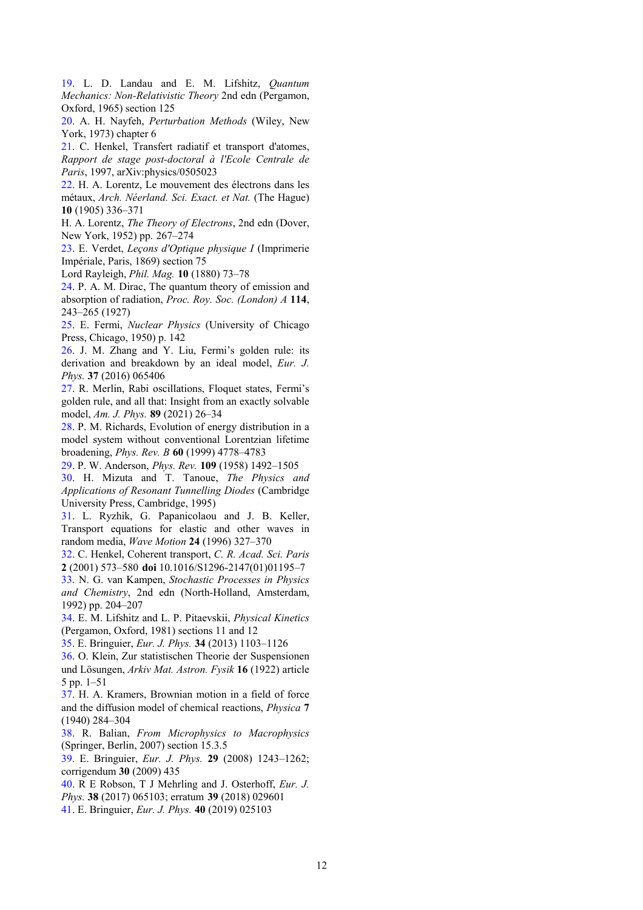19. L. D. Landau and E. M. Lifshitz, *Quantum Mechanics: Non-Relativistic Theory* 2nd edn (Pergamon, Oxford, 1965) section 125

20. A. H. Nayfeh, *Perturbation Methods* (Wiley, New York, 1973) chapter 6

21. C. Henkel, Transfert radiatif et transport d'atomes, *Rapport de stage post-doctoral à l'Ecole Centrale de Paris*, 1997, arXiv:physics/0505023

22. H. A. Lorentz, Le mouvement des électrons dans les métaux, *Arch. Néerland. Sci. Exact. et Nat.* (The Hague) **10** (1905) 336–371

H. A. Lorentz, *The Theory of Electrons*, 2nd edn (Dover, New York, 1952) pp. 267–274

23. E. Verdet, *Leçons d'Optique physique I* (Imprimerie Impériale, Paris, 1869) section 75

Lord Rayleigh, *Phil. Mag.* **10** (1880) 73–78

24. P. A. M. Dirac, The quantum theory of emission and absorption of radiation, *Proc. Roy. Soc. (London) A* **114**, 243–265 (1927)

25. E. Fermi, *Nuclear Physics* (University of Chicago Press, Chicago, 1950) p. 142

26. J. M. Zhang and Y. Liu, Fermi's golden rule: its derivation and breakdown by an ideal model, *Eur. J. Phys.* **37** (2016) 065406

27. R. Merlin, Rabi oscillations, Floquet states, Fermi's golden rule, and all that: Insight from an exactly solvable model, *Am. J. Phys.* **89** (2021) 26–34

28. P. M. Richards, Evolution of energy distribution in a model system without conventional Lorentzian lifetime broadening, *Phys. Rev. B* **60** (1999) 4778–4783

29. P. W. Anderson, *Phys. Rev.* **109** (1958) 1492–1505

30. H. Mizuta and T. Tanoue, *The Physics and Applications of Resonant Tunnelling Diodes* (Cambridge University Press, Cambridge, 1995)

31. L. Ryzhik, G. Papanicolaou and J. B. Keller, Transport equations for elastic and other waves in random media, *Wave Motion* **24** (1996) 327–370

32. C. Henkel, Coherent transport, *C. R. Acad. Sci. Paris* **2** (2001) 573–580 **doi** 10.1016/S1296-2147(01)01195–7

33. N. G. van Kampen, *Stochastic Processes in Physics and Chemistry*, 2nd edn (North-Holland, Amsterdam, 1992) pp. 204–207

34. E. M. Lifshitz and L. P. Pitaevskii, *Physical Kinetics* (Pergamon, Oxford, 1981) sections 11 and 12

35. E. Bringuier, *Eur. J. Phys.* **34** (2013) 1103–1126

36. O. Klein, Zur statistischen Theorie der Suspensionen und Lösungen, *Arkiv Mat. Astron. Fysik* **16** (1922) article 5 pp. 1–51

37. H. A. Kramers, Brownian motion in a field of force and the diffusion model of chemical reactions, *Physica* **7** (1940) 284–304

38. R. Balian, *From Microphysics to Macrophysics* (Springer, Berlin, 2007) section 15.3.5

39. E. Bringuier, *Eur. J. Phys.* **29** (2008) 1243–1262; corrigendum **30** (2009) 435

40. R E Robson, T J Mehrling and J. Osterhoff, *Eur. J. Phys.* **38** (2017) 065103; erratum **39** (2018) 029601

41. E. Bringuier, *Eur. J. Phys.* **40** (2019) 025103